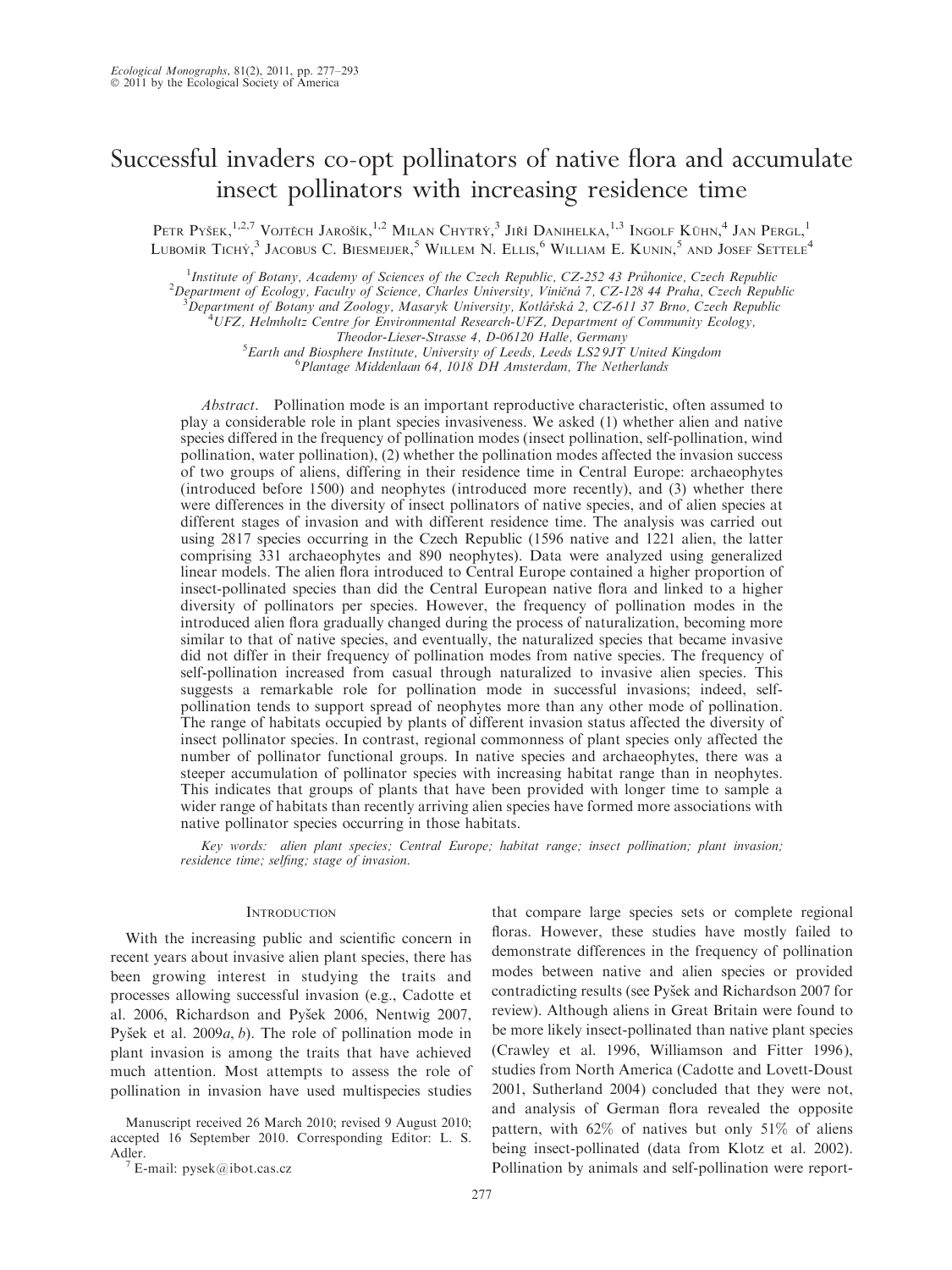# Successful invaders co-opt pollinators of native flora and accumulate insect pollinators with increasing residence time

Petr Pyšek,[1,2,7] Vojtěch Jarošík,[1,2] Milan Chytrý,[3] Jiří Danihelka,[1,3] Ingolf Kühn,[4] Jan Pergl,[1] Lubomír Tichý,[3] Jacobus C. Biesmeijer,[5] Willem N. Ellis,[6] William E. Kunin,[5] and Josef Settele[4]

[1]Institute of Botany, Academy of Sciences of the Czech Republic, CZ-252 43 Průhonice, Czech Republic
[2]Department of Ecology, Faculty of Science, Charles University, Viničná 7, CZ-128 44 Praha, Czech Republic
[3]Department of Botany and Zoology, Masaryk University, Kotlářská 2, CZ-611 37 Brno, Czech Republic
[4]UFZ, Helmholtz Centre for Environmental Research-UFZ, Department of Community Ecology, Theodor-Lieser-Strasse 4, D-06120 Halle, Germany
[5]Earth and Biosphere Institute, University of Leeds, Leeds LS2 9JT United Kingdom
[6]Plantage Middenlaan 64, 1018 DH Amsterdam, The Netherlands

*Abstract*. Pollination mode is an important reproductive characteristic, often assumed to play a considerable role in plant species invasiveness. We asked (1) whether alien and native species differed in the frequency of pollination modes (insect pollination, self-pollination, wind pollination, water pollination), (2) whether the pollination modes affected the invasion success of two groups of aliens, differing in their residence time in Central Europe: archaeophytes (introduced before 1500) and neophytes (introduced more recently), and (3) whether there were differences in the diversity of insect pollinators of native species, and of alien species at different stages of invasion and with different residence time. The analysis was carried out using 2817 species occurring in the Czech Republic (1596 native and 1221 alien, the latter comprising 331 archaeophytes and 890 neophytes). Data were analyzed using generalized linear models. The alien flora introduced to Central Europe contained a higher proportion of insect-pollinated species than did the Central European native flora and linked to a higher diversity of pollinators per species. However, the frequency of pollination modes in the introduced alien flora gradually changed during the process of naturalization, becoming more similar to that of native species, and eventually, the naturalized species that became invasive did not differ in their frequency of pollination modes from native species. The frequency of self-pollination increased from casual through naturalized to invasive alien species. This suggests a remarkable role for pollination mode in successful invasions; indeed, self-pollination tends to support spread of neophytes more than any other mode of pollination. The range of habitats occupied by plants of different invasion status affected the diversity of insect pollinator species. In contrast, regional commonness of plant species only affected the number of pollinator functional groups. In native species and archaeophytes, there was a steeper accumulation of pollinator species with increasing habitat range than in neophytes. This indicates that groups of plants that have been provided with longer time to sample a wider range of habitats than recently arriving alien species have formed more associations with native pollinator species occurring in those habitats.

*Key words:* alien plant species; Central Europe; habitat range; insect pollination; plant invasion; residence time; selfing; stage of invasion.

## Introduction

With the increasing public and scientific concern in recent years about invasive alien plant species, there has been growing interest in studying the traits and processes allowing successful invasion (e.g., Cadotte et al. 2006, Richardson and Pyšek 2006, Nentwig 2007, Pyšek et al. 2009*a*, *b*). The role of pollination mode in plant invasion is among the traits that have achieved much attention. Most attempts to assess the role of pollination in invasion have used multispecies studies that compare large species sets or complete regional floras. However, these studies have mostly failed to demonstrate differences in the frequency of pollination modes between native and alien species or provided contradicting results (see Pyšek and Richardson 2007 for review). Although aliens in Great Britain were found to be more likely insect-pollinated than native plant species (Crawley et al. 1996, Williamson and Fitter 1996), studies from North America (Cadotte and Lovett-Doust 2001, Sutherland 2004) concluded that they were not, and analysis of German flora revealed the opposite pattern, with 62% of natives but only 51% of aliens being insect-pollinated (data from Klotz et al. 2002). Pollination by animals and self-pollination were report-

Manuscript received 26 March 2010; revised 9 August 2010; accepted 16 September 2010. Corresponding Editor: L. S. Adler.

[7] E-mail: pysek@ibot.cas.cz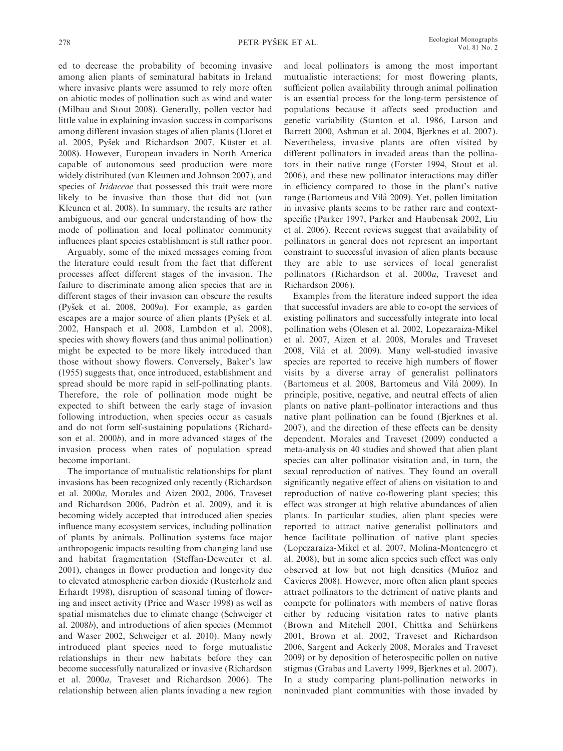ed to decrease the probability of becoming invasive among alien plants of seminatural habitats in Ireland where invasive plants were assumed to rely more often on abiotic modes of pollination such as wind and water (Milbau and Stout 2008). Generally, pollen vector had little value in explaining invasion success in comparisons among different invasion stages of alien plants (Lloret et al. 2005, Pyšek and Richardson 2007, Küster et al. 2008). However, European invaders in North America capable of autonomous seed production were more widely distributed (van Kleunen and Johnson 2007), and species of *Iridaceae* that possessed this trait were more likely to be invasive than those that did not (van Kleunen et al. 2008). In summary, the results are rather ambiguous, and our general understanding of how the mode of pollination and local pollinator community influences plant species establishment is still rather poor.

Arguably, some of the mixed messages coming from the literature could result from the fact that different processes affect different stages of the invasion. The failure to discriminate among alien species that are in different stages of their invasion can obscure the results (Pyšek et al. 2008, 2009*a*). For example, as garden escapes are a major source of alien plants (Pyšek et al. 2002, Hanspach et al. 2008, Lambdon et al. 2008), species with showy flowers (and thus animal pollination) might be expected to be more likely introduced than those without showy flowers. Conversely, Baker's law (1955) suggests that, once introduced, establishment and spread should be more rapid in self-pollinating plants. Therefore, the role of pollination mode might be expected to shift between the early stage of invasion following introduction, when species occur as casuals and do not form self-sustaining populations (Richardson et al. 2000*b*), and in more advanced stages of the invasion process when rates of population spread become important.

The importance of mutualistic relationships for plant invasions has been recognized only recently (Richardson et al. 2000*a*, Morales and Aizen 2002, 2006, Traveset and Richardson 2006, Padrón et al. 2009), and it is becoming widely accepted that introduced alien species influence many ecosystem services, including pollination of plants by animals. Pollination systems face major anthropogenic impacts resulting from changing land use and habitat fragmentation (Steffan-Dewenter et al. 2001), changes in flower production and longevity due to elevated atmospheric carbon dioxide (Rusterholz and Erhardt 1998), disruption of seasonal timing of flowering and insect activity (Price and Waser 1998) as well as spatial mismatches due to climate change (Schweiger et al. 2008*b*), and introductions of alien species (Memmot and Waser 2002, Schweiger et al. 2010). Many newly introduced plant species need to forge mutualistic relationships in their new habitats before they can become successfully naturalized or invasive (Richardson et al. 2000*a*, Traveset and Richardson 2006). The relationship between alien plants invading a new region and local pollinators is among the most important mutualistic interactions; for most flowering plants, sufficient pollen availability through animal pollination is an essential process for the long-term persistence of populations because it affects seed production and genetic variability (Stanton et al. 1986, Larson and Barrett 2000, Ashman et al. 2004, Bjerknes et al. 2007). Nevertheless, invasive plants are often visited by different pollinators in invaded areas than the pollinators in their native range (Forster 1994, Stout et al. 2006), and these new pollinator interactions may differ in efficiency compared to those in the plant's native range (Bartomeus and Vilà 2009). Yet, pollen limitation in invasive plants seems to be rather rare and context-specific (Parker 1997, Parker and Haubensak 2002, Liu et al. 2006). Recent reviews suggest that availability of pollinators in general does not represent an important constraint to successful invasion of alien plants because they are able to use services of local generalist pollinators (Richardson et al. 2000*a*, Traveset and Richardson 2006).

Examples from the literature indeed support the idea that successful invaders are able to co-opt the services of existing pollinators and successfully integrate into local pollination webs (Olesen et al. 2002, Lopezaraiza-Mikel et al. 2007, Aizen et al. 2008, Morales and Traveset 2008, Vilà et al. 2009). Many well-studied invasive species are reported to receive high numbers of flower visits by a diverse array of generalist pollinators (Bartomeus et al. 2008, Bartomeus and Vilà 2009). In principle, positive, negative, and neutral effects of alien plants on native plant–pollinator interactions and thus native plant pollination can be found (Bjerknes et al. 2007), and the direction of these effects can be density dependent. Morales and Traveset (2009) conducted a meta-analysis on 40 studies and showed that alien plant species can alter pollinator visitation and, in turn, the sexual reproduction of natives. They found an overall significantly negative effect of aliens on visitation to and reproduction of native co-flowering plant species; this effect was stronger at high relative abundances of alien plants. In particular studies, alien plant species were reported to attract native generalist pollinators and hence facilitate pollination of native plant species (Lopezaraiza-Mikel et al. 2007, Molina-Montenegro et al. 2008), but in some alien species such effect was only observed at low but not high densities (Muñoz and Cavieres 2008). However, more often alien plant species attract pollinators to the detriment of native plants and compete for pollinators with members of native floras either by reducing visitation rates to native plants (Brown and Mitchell 2001, Chittka and Schürkens 2001, Brown et al. 2002, Traveset and Richardson 2006, Sargent and Ackerly 2008, Morales and Traveset 2009) or by deposition of heterospecific pollen on native stigmas (Grabas and Laverty 1999, Bjerknes et al. 2007). In a study comparing plant-pollination networks in noninvaded plant communities with those invaded by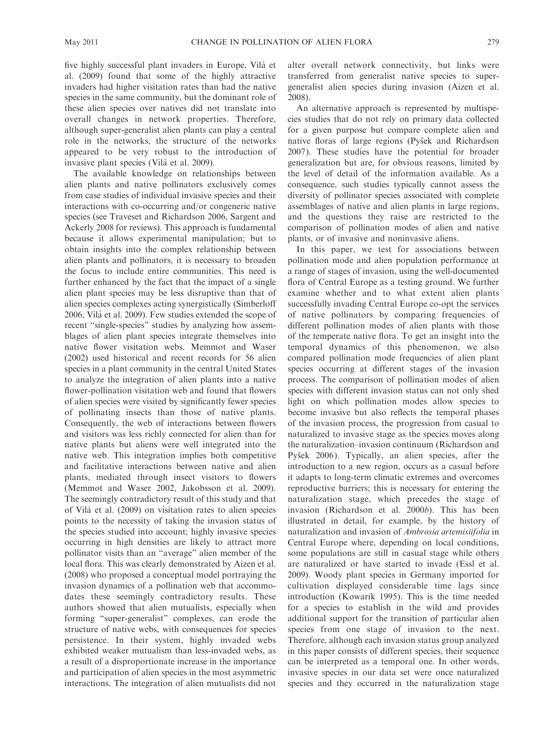five highly successful plant invaders in Europe, Vilà et al. (2009) found that some of the highly attractive invaders had higher visitation rates than had the native species in the same community, but the dominant role of these alien species over natives did not translate into overall changes in network properties. Therefore, although super-generalist alien plants can play a central role in the networks, the structure of the networks appeared to be very robust to the introduction of invasive plant species (Vilà et al. 2009).

The available knowledge on relationships between alien plants and native pollinators exclusively comes from case studies of individual invasive species and their interactions with co-occurring and/or congeneric native species (see Traveset and Richardson 2006, Sargent and Ackerly 2008 for reviews). This approach is fundamental because it allows experimental manipulation; but to obtain insights into the complex relationship between alien plants and pollinators, it is necessary to broaden the focus to include entire communities. This need is further enhanced by the fact that the impact of a single alien plant species may be less disruptive than that of alien species complexes acting synergistically (Simberloff 2006, Vilà et al. 2009). Few studies extended the scope of recent "single-species" studies by analyzing how assemblages of alien plant species integrate themselves into native flower visitation webs. Memmot and Waser (2002) used historical and recent records for 56 alien species in a plant community in the central United States to analyze the integration of alien plants into a native flower-pollination visitation web and found that flowers of alien species were visited by significantly fewer species of pollinating insects than those of native plants. Consequently, the web of interactions between flowers and visitors was less richly connected for alien than for native plants but aliens were well integrated into the native web. This integration implies both competitive and facilitative interactions between native and alien plants, mediated through insect visitors to flowers (Memmot and Waser 2002, Jakobsson et al. 2009). The seemingly contradictory result of this study and that of Vilà et al. (2009) on visitation rates to alien species points to the necessity of taking the invasion status of the species studied into account; highly invasive species occurring in high densities are likely to attract more pollinator visits than an "average" alien member of the local flora. This was clearly demonstrated by Aizen et al. (2008) who proposed a conceptual model portraying the invasion dynamics of a pollination web that accommodates these seemingly contradictory results. These authors showed that alien mutualists, especially when forming "super-generalist" complexes, can erode the structure of native webs, with consequences for species persistence. In their system, highly invaded webs exhibited weaker mutualism than less-invaded webs, as a result of a disproportionate increase in the importance and participation of alien species in the most asymmetric interactions. The integration of alien mutualists did not alter overall network connectivity, but links were transferred from generalist native species to super-generalist alien species during invasion (Aizen et al. 2008).

An alternative approach is represented by multispecies studies that do not rely on primary data collected for a given purpose but compare complete alien and native floras of large regions (Pyšek and Richardson 2007). These studies have the potential for broader generalization but are, for obvious reasons, limited by the level of detail of the information available. As a consequence, such studies typically cannot assess the diversity of pollinator species associated with complete assemblages of native and alien plants in large regions, and the questions they raise are restricted to the comparison of pollination modes of alien and native plants, or of invasive and noninvasive aliens.

In this paper, we test for associations between pollination mode and alien population performance at a range of stages of invasion, using the well-documented flora of Central Europe as a testing ground. We further examine whether and to what extent alien plants successfully invading Central Europe co-opt the services of native pollinators by comparing frequencies of different pollination modes of alien plants with those of the temperate native flora. To get an insight into the temporal dynamics of this phenomenon, we also compared pollination mode frequencies of alien plant species occurring at different stages of the invasion process. The comparison of pollination modes of alien species with different invasion status can not only shed light on which pollination modes allow species to become invasive but also reflects the temporal phases of the invasion process, the progression from casual to naturalized to invasive stage as the species moves along the naturalization–invasion continuum (Richardson and Pyšek 2006). Typically, an alien species, after the introduction to a new region, occurs as a casual before it adapts to long-term climatic extremes and overcomes reproductive barriers; this is necessary for entering the naturalization stage, which precedes the stage of invasion (Richardson et al. 2000*b*). This has been illustrated in detail, for example, by the history of naturalization and invasion of *Ambrosia artemisiifolia* in Central Europe where, depending on local conditions, some populations are still in casual stage while others are naturalized or have started to invade (Essl et al. 2009). Woody plant species in Germany imported for cultivation displayed considerable time lags since introduction (Kowarik 1995). This is the time needed for a species to establish in the wild and provides additional support for the transition of particular alien species from one stage of invasion to the next. Therefore, although each invasion status group analyzed in this paper consists of different species, their sequence can be interpreted as a temporal one. In other words, invasive species in our data set were once naturalized species and they occurred in the naturalization stage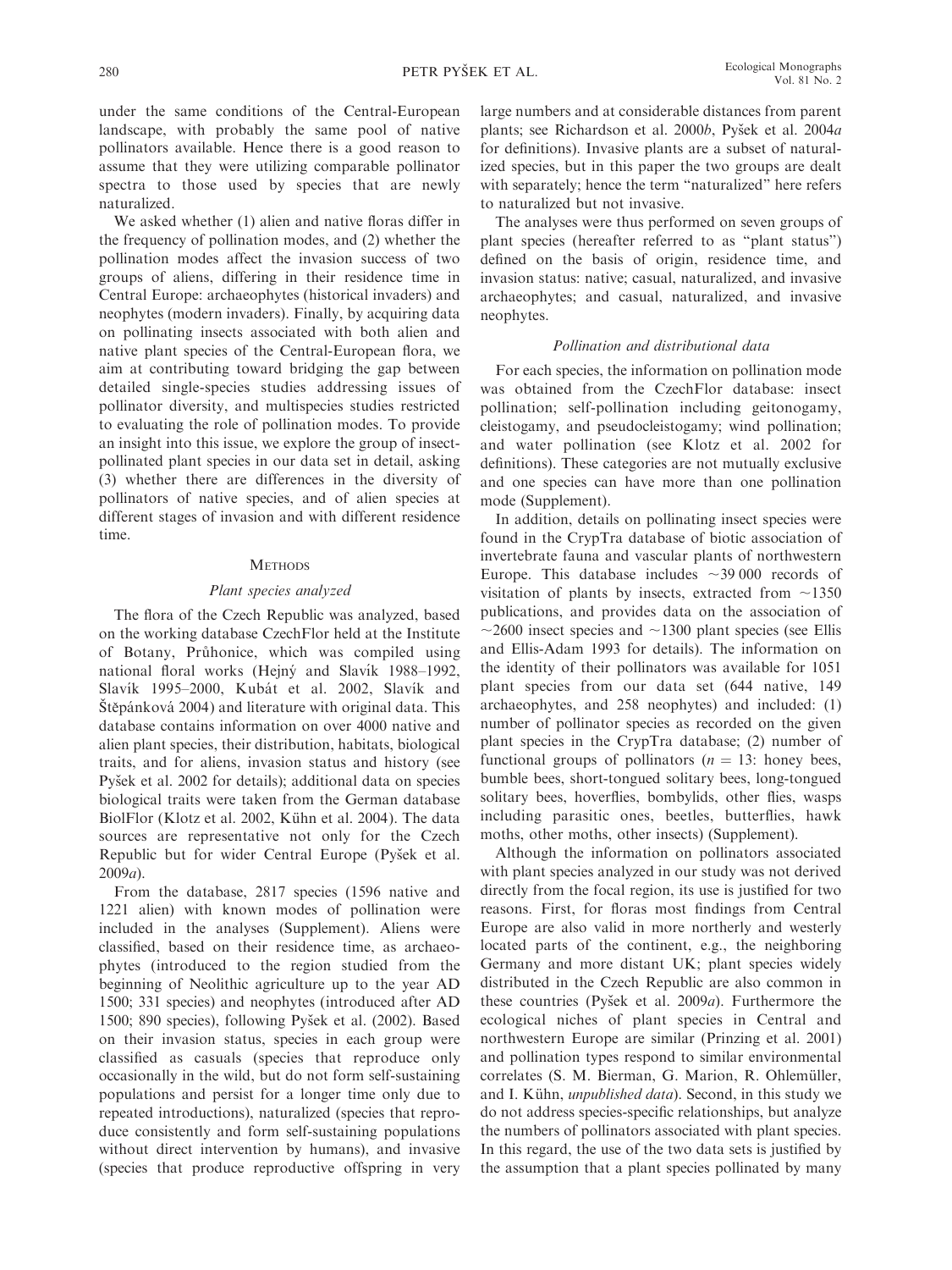under the same conditions of the Central-European landscape, with probably the same pool of native pollinators available. Hence there is a good reason to assume that they were utilizing comparable pollinator spectra to those used by species that are newly naturalized.

We asked whether (1) alien and native floras differ in the frequency of pollination modes, and (2) whether the pollination modes affect the invasion success of two groups of aliens, differing in their residence time in Central Europe: archaeophytes (historical invaders) and neophytes (modern invaders). Finally, by acquiring data on pollinating insects associated with both alien and native plant species of the Central-European flora, we aim at contributing toward bridging the gap between detailed single-species studies addressing issues of pollinator diversity, and multispecies studies restricted to evaluating the role of pollination modes. To provide an insight into this issue, we explore the group of insect-pollinated plant species in our data set in detail, asking (3) whether there are differences in the diversity of pollinators of native species, and of alien species at different stages of invasion and with different residence time.

## Methods

### Plant species analyzed

The flora of the Czech Republic was analyzed, based on the working database CzechFlor held at the Institute of Botany, Průhonice, which was compiled using national floral works (Hejný and Slavík 1988–1992, Slavík 1995–2000, Kubát et al. 2002, Slavík and Štěpánková 2004) and literature with original data. This database contains information on over 4000 native and alien plant species, their distribution, habitats, biological traits, and for aliens, invasion status and history (see Pyšek et al. 2002 for details); additional data on species biological traits were taken from the German database BiolFlor (Klotz et al. 2002, Kühn et al. 2004). The data sources are representative not only for the Czech Republic but for wider Central Europe (Pyšek et al. 2009*a*).

From the database, 2817 species (1596 native and 1221 alien) with known modes of pollination were included in the analyses (Supplement). Aliens were classified, based on their residence time, as archaeophytes (introduced to the region studied from the beginning of Neolithic agriculture up to the year AD 1500; 331 species) and neophytes (introduced after AD 1500; 890 species), following Pyšek et al. (2002). Based on their invasion status, species in each group were classified as casuals (species that reproduce only occasionally in the wild, but do not form self-sustaining populations and persist for a longer time only due to repeated introductions), naturalized (species that reproduce consistently and form self-sustaining populations without direct intervention by humans), and invasive (species that produce reproductive offspring in very large numbers and at considerable distances from parent plants; see Richardson et al. 2000*b*, Pyšek et al. 2004*a* for definitions). Invasive plants are a subset of naturalized species, but in this paper the two groups are dealt with separately; hence the term "naturalized" here refers to naturalized but not invasive.

The analyses were thus performed on seven groups of plant species (hereafter referred to as "plant status") defined on the basis of origin, residence time, and invasion status: native; casual, naturalized, and invasive archaeophytes; and casual, naturalized, and invasive neophytes.

### Pollination and distributional data

For each species, the information on pollination mode was obtained from the CzechFlor database: insect pollination; self-pollination including geitonogamy, cleistogamy, and pseudocleistogamy; wind pollination; and water pollination (see Klotz et al. 2002 for definitions). These categories are not mutually exclusive and one species can have more than one pollination mode (Supplement).

In addition, details on pollinating insect species were found in the CrypTra database of biotic association of invertebrate fauna and vascular plants of northwestern Europe. This database includes ~39 000 records of visitation of plants by insects, extracted from ~1350 publications, and provides data on the association of ~2600 insect species and ~1300 plant species (see Ellis and Ellis-Adam 1993 for details). The information on the identity of their pollinators was available for 1051 plant species from our data set (644 native, 149 archaeophytes, and 258 neophytes) and included: (1) number of pollinator species as recorded on the given plant species in the CrypTra database; (2) number of functional groups of pollinators ($n = 13$: honey bees, bumble bees, short-tongued solitary bees, long-tongued solitary bees, hoverflies, bombylids, other flies, wasps including parasitic ones, beetles, butterflies, hawk moths, other moths, other insects) (Supplement).

Although the information on pollinators associated with plant species analyzed in our study was not derived directly from the focal region, its use is justified for two reasons. First, for floras most findings from Central Europe are also valid in more northerly and westerly located parts of the continent, e.g., the neighboring Germany and more distant UK; plant species widely distributed in the Czech Republic are also common in these countries (Pyšek et al. 2009*a*). Furthermore the ecological niches of plant species in Central and northwestern Europe are similar (Prinzing et al. 2001) and pollination types respond to similar environmental correlates (S. M. Bierman, G. Marion, R. Ohlemüller, and I. Kühn, *unpublished data*). Second, in this study we do not address species-specific relationships, but analyze the numbers of pollinators associated with plant species. In this regard, the use of the two data sets is justified by the assumption that a plant species pollinated by many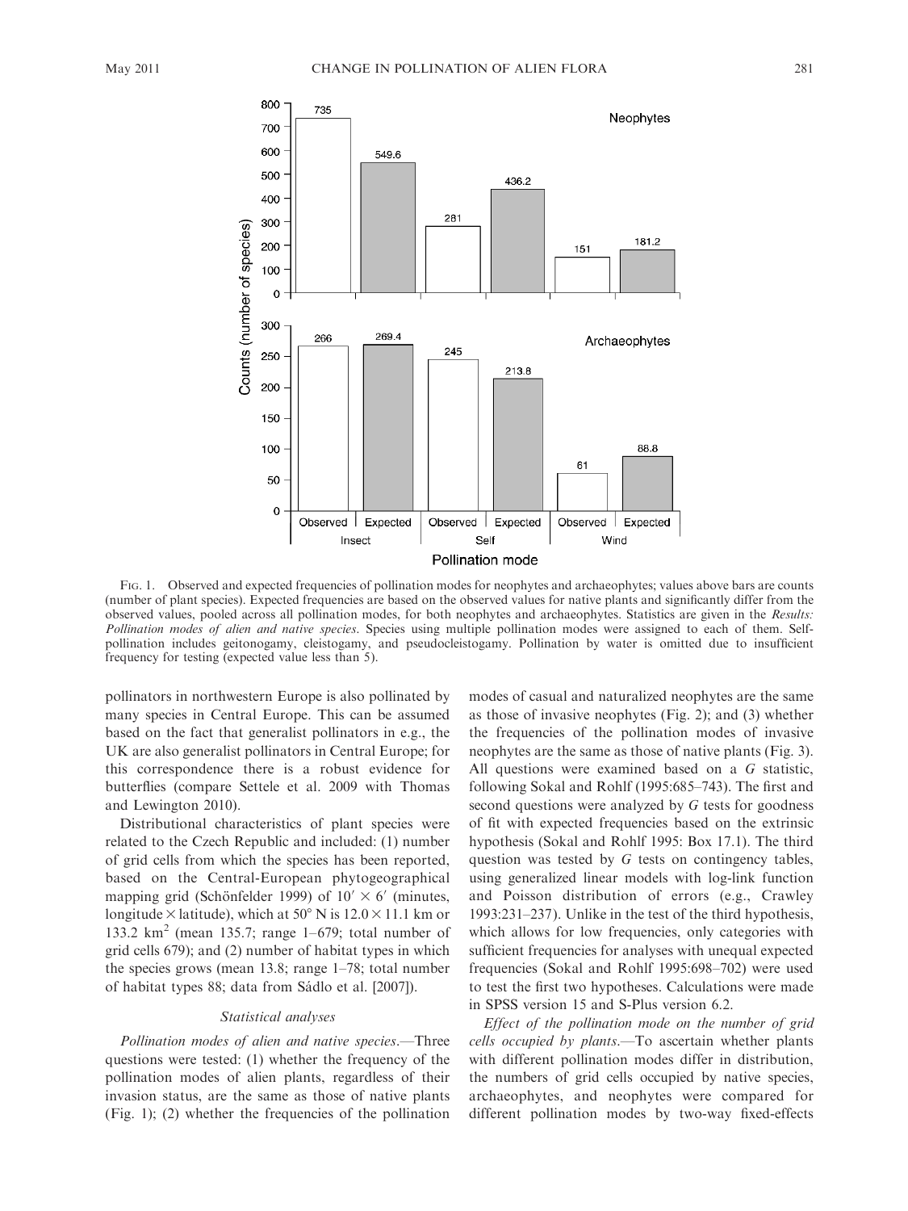FIG. 1. Observed and expected frequencies of pollination modes for neophytes and archaeophytes; values above bars are counts (number of plant species). Expected frequencies are based on the observed values for native plants and significantly differ from the observed values, pooled across all pollination modes, for both neophytes and archaeophytes. Statistics are given in the *Results: Pollination modes of alien and native species*. Species using multiple pollination modes were assigned to each of them. Self-pollination includes geitonogamy, cleistogamy, and pseudocleistogamy. Pollination by water is omitted due to insufficient frequency for testing (expected value less than 5).

pollinators in northwestern Europe is also pollinated by many species in Central Europe. This can be assumed based on the fact that generalist pollinators in e.g., the UK are also generalist pollinators in Central Europe; for this correspondence there is a robust evidence for butterflies (compare Settele et al. 2009 with Thomas and Lewington 2010).

Distributional characteristics of plant species were related to the Czech Republic and included: (1) number of grid cells from which the species has been reported, based on the Central-European phytogeographical mapping grid (Schönfelder 1999) of $10' \times 6'$ (minutes, longitude $\times$ latitude), which at $50°$ N is $12.0 \times 11.1$ km or 133.2 km$^2$ (mean 135.7; range 1–679; total number of grid cells 679); and (2) number of habitat types in which the species grows (mean 13.8; range 1–78; total number of habitat types 88; data from Sádlo et al. [2007]).

### Statistical analyses

*Pollination modes of alien and native species*.—Three questions were tested: (1) whether the frequency of the pollination modes of alien plants, regardless of their invasion status, are the same as those of native plants (Fig. 1); (2) whether the frequencies of the pollination modes of casual and naturalized neophytes are the same as those of invasive neophytes (Fig. 2); and (3) whether the frequencies of the pollination modes of invasive neophytes are the same as those of native plants (Fig. 3). All questions were examined based on a $G$ statistic, following Sokal and Rohlf (1995:685–743). The first and second questions were analyzed by $G$ tests for goodness of fit with expected frequencies based on the extrinsic hypothesis (Sokal and Rohlf 1995: Box 17.1). The third question was tested by $G$ tests on contingency tables, using generalized linear models with log-link function and Poisson distribution of errors (e.g., Crawley 1993:231–237). Unlike in the test of the third hypothesis, which allows for low frequencies, only categories with sufficient frequencies for analyses with unequal expected frequencies (Sokal and Rohlf 1995:698–702) were used to test the first two hypotheses. Calculations were made in SPSS version 15 and S-Plus version 6.2.

*Effect of the pollination mode on the number of grid cells occupied by plants*.—To ascertain whether plants with different pollination modes differ in distribution, the numbers of grid cells occupied by native species, archaeophytes, and neophytes were compared for different pollination modes by two-way fixed-effects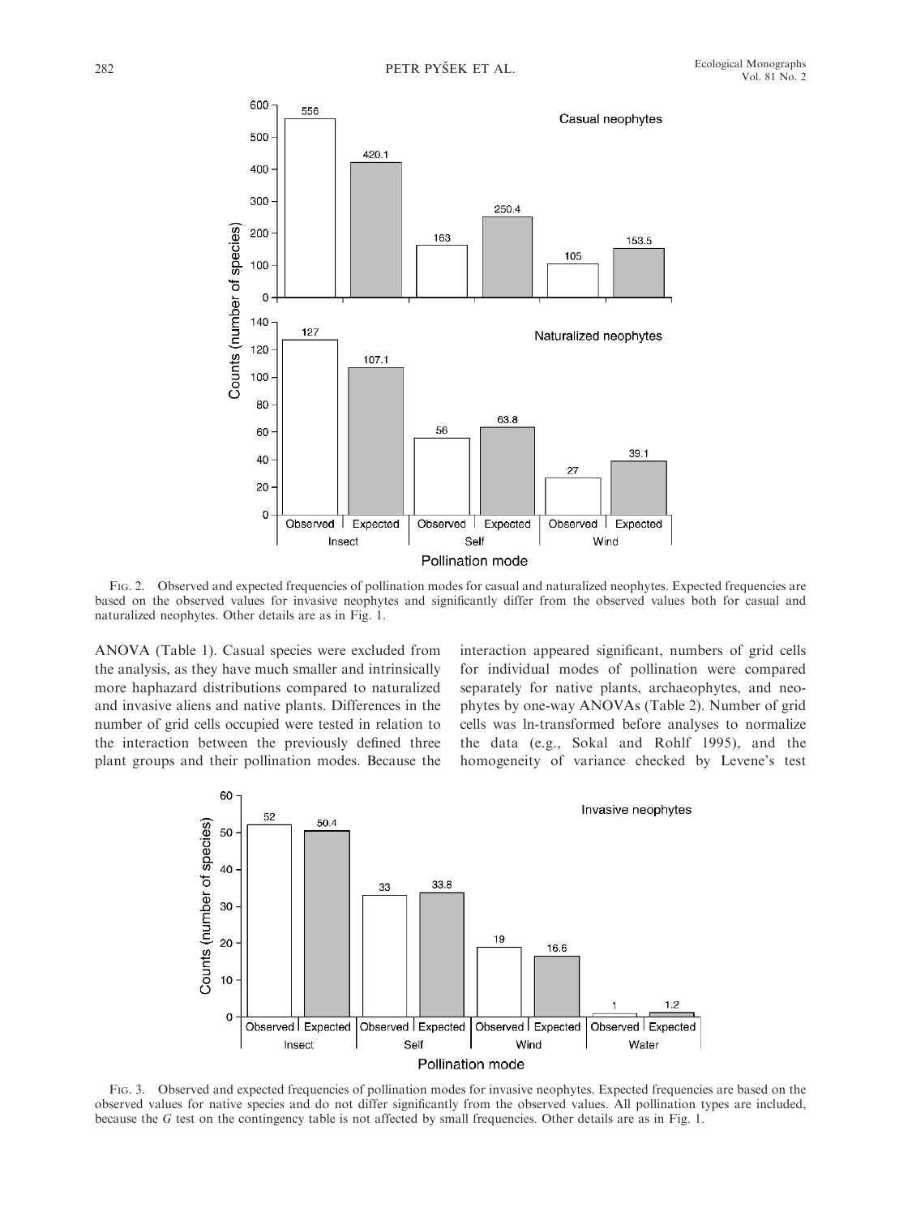Fig. 2. Observed and expected frequencies of pollination modes for casual and naturalized neophytes. Expected frequencies are based on the observed values for invasive neophytes and significantly differ from the observed values both for casual and naturalized neophytes. Other details are as in Fig. 1.

ANOVA (Table 1). Casual species were excluded from the analysis, as they have much smaller and intrinsically more haphazard distributions compared to naturalized and invasive aliens and native plants. Differences in the number of grid cells occupied were tested in relation to the interaction between the previously defined three plant groups and their pollination modes. Because the interaction appeared significant, numbers of grid cells for individual modes of pollination were compared separately for native plants, archaeophytes, and neophytes by one-way ANOVAs (Table 2). Number of grid cells was ln-transformed before analyses to normalize the data (e.g., Sokal and Rohlf 1995), and the homogeneity of variance checked by Levene's test

Fig. 3. Observed and expected frequencies of pollination modes for invasive neophytes. Expected frequencies are based on the observed values for native species and do not differ significantly from the observed values. All pollination types are included, because the $G$ test on the contingency table is not affected by small frequencies. Other details are as in Fig. 1.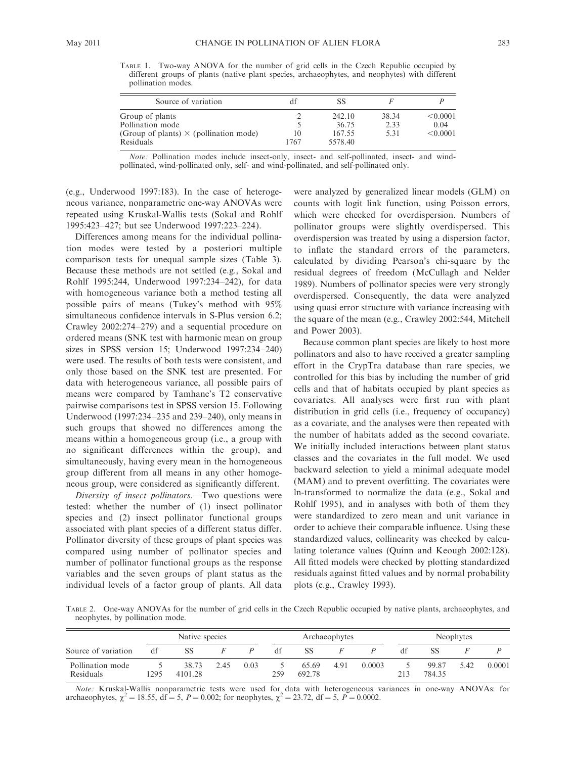TABLE 1. Two-way ANOVA for the number of grid cells in the Czech Republic occupied by different groups of plants (native plant species, archaeophytes, and neophytes) with different pollination modes.

| Source of variation | df | SS | $F$ | $P$ |
|---|---|---|---|---|
| Group of plants | 2 | 242.10 | 38.34 | <0.0001 |
| Pollination mode | 5 | 36.75 | 2.33 | 0.04 |
| (Group of plants) × (pollination mode) | 10 | 167.55 | 5.31 | <0.0001 |
| Residuals | 1767 | 5578.40 | | |

*Note:* Pollination modes include insect-only, insect- and self-pollinated, insect- and wind-pollinated, wind-pollinated only, self- and wind-pollinated, and self-pollinated only.

(e.g., Underwood 1997:183). In the case of heterogeneous variance, nonparametric one-way ANOVAs were repeated using Kruskal-Wallis tests (Sokal and Rohlf 1995:423–427; but see Underwood 1997:223–224).

Differences among means for the individual pollination modes were tested by a posteriori multiple comparison tests for unequal sample sizes (Table 3). Because these methods are not settled (e.g., Sokal and Rohlf 1995:244, Underwood 1997:234–242), for data with homogeneous variance both a method testing all possible pairs of means (Tukey's method with 95% simultaneous confidence intervals in S-Plus version 6.2; Crawley 2002:274–279) and a sequential procedure on ordered means (SNK test with harmonic mean on group sizes in SPSS version 15; Underwood 1997:234–240) were used. The results of both tests were consistent, and only those based on the SNK test are presented. For data with heterogeneous variance, all possible pairs of means were compared by Tamhane's T2 conservative pairwise comparisons test in SPSS version 15. Following Underwood (1997:234–235 and 239–240), only means in such groups that showed no differences among the means within a homogeneous group (i.e., a group with no significant differences within the group), and simultaneously, having every mean in the homogeneous group different from all means in any other homogeneous group, were considered as significantly different.

*Diversity of insect pollinators*.—Two questions were tested: whether the number of (1) insect pollinator species and (2) insect pollinator functional groups associated with plant species of a different status differ. Pollinator diversity of these groups of plant species was compared using number of pollinator species and number of pollinator functional groups as the response variables and the seven groups of plant status as the individual levels of a factor group of plants. All data were analyzed by generalized linear models (GLM) on counts with logit link function, using Poisson errors, which were checked for overdispersion. Numbers of pollinator groups were slightly overdispersed. This overdispersion was treated by using a dispersion factor, to inflate the standard errors of the parameters, calculated by dividing Pearson's chi-square by the residual degrees of freedom (McCullagh and Nelder 1989). Numbers of pollinator species were very strongly overdispersed. Consequently, the data were analyzed using quasi error structure with variance increasing with the square of the mean (e.g., Crawley 2002:544, Mitchell and Power 2003).

Because common plant species are likely to host more pollinators and also to have received a greater sampling effort in the CrypTra database than rare species, we controlled for this bias by including the number of grid cells and that of habitats occupied by plant species as covariates. All analyses were first run with plant distribution in grid cells (i.e., frequency of occupancy) as a covariate, and the analyses were then repeated with the number of habitats added as the second covariate. We initially included interactions between plant status classes and the covariates in the full model. We used backward selection to yield a minimal adequate model (MAM) and to prevent overfitting. The covariates were ln-transformed to normalize the data (e.g., Sokal and Rohlf 1995), and in analyses with both of them they were standardized to zero mean and unit variance in order to achieve their comparable influence. Using these standardized values, collinearity was checked by calculating tolerance values (Quinn and Keough 2002:128). All fitted models were checked by plotting standardized residuals against fitted values and by normal probability plots (e.g., Crawley 1993).

TABLE 2. One-way ANOVAs for the number of grid cells in the Czech Republic occupied by native plants, archaeophytes, and neophytes, by pollination mode.

| | Native species | | | | Archaeophytes | | | | Neophytes | | | |
|---|---|---|---|---|---|---|---|---|---|---|---|---|
| Source of variation | df | SS | $F$ | $P$ | df | SS | $F$ | $P$ | df | SS | $F$ | $P$ |
| Pollination mode | 5 | 38.73 | 2.45 | 0.03 | 5 | 65.69 | 4.91 | 0.0003 | 5 | 99.87 | 5.42 | 0.0001 |
| Residuals | 1295 | 4101.28 | | | 259 | 692.78 | | | 213 | 784.35 | | |

*Note:* Kruskal-Wallis nonparametric tests were used for data with heterogeneous variances in one-way ANOVAs: for archaeophytes, $\chi^2 = 18.55$, df = 5, $P = 0.002$; for neophytes, $\chi^2 = 23.72$, df = 5, $P = 0.0002$.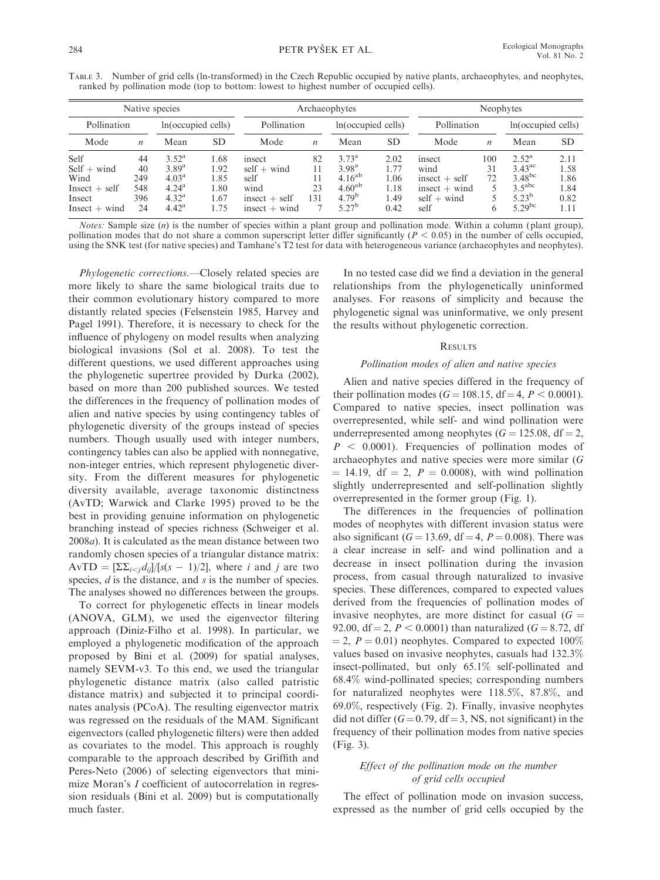TABLE 3. Number of grid cells (ln-transformed) in the Czech Republic occupied by native plants, archaeophytes, and neophytes, ranked by pollination mode (top to bottom: lowest to highest number of occupied cells).

| Native species | | | | Archaeophytes | | | | Neophytes | | | |
|---|---|---|---|---|---|---|---|---|---|---|---|
| Pollination | | ln(occupied cells) | | Pollination | | ln(occupied cells) | | Pollination | | ln(occupied cells) | |
| Mode | $n$ | Mean | SD | Mode | $n$ | Mean | SD | Mode | $n$ | Mean | SD |
| Self | 44 | $3.52^{a}$ | 1.68 | insect | 82 | $3.73^{a}$ | 2.02 | insect | 100 | $2.52^{a}$ | 2.11 |
| Self + wind | 40 | $3.89^{a}$ | 1.92 | self + wind | 11 | $3.98^{a}$ | 1.77 | wind | 31 | $3.43^{ac}$ | 1.58 |
| Wind | 249 | $4.03^{a}$ | 1.85 | self | 11 | $4.16^{ab}$ | 1.06 | insect + self | 72 | $3.48^{bc}$ | 1.86 |
| Insect + self | 548 | $4.24^{a}$ | 1.80 | wind | 23 | $4.60^{ab}$ | 1.18 | insect + wind | 5 | $3.5^{abc}$ | 1.84 |
| Insect | 396 | $4.32^{a}$ | 1.67 | insect + self | 131 | $4.79^{b}$ | 1.49 | self + wind | 5 | $5.23^{b}$ | 0.82 |
| Insect + wind | 24 | $4.42^{a}$ | 1.75 | insect + wind | 7 | $5.27^{b}$ | 0.42 | self | 6 | $5.29^{bc}$ | 1.11 |

*Notes:* Sample size ($n$) is the number of species within a plant group and pollination mode. Within a column (plant group), pollination modes that do not share a common superscript letter differ significantly ($P < 0.05$) in the number of cells occupied, using the SNK test (for native species) and Tamhane's T2 test for data with heterogeneous variance (archaeophytes and neophytes).

*Phylogenetic corrections.*—Closely related species are more likely to share the same biological traits due to their common evolutionary history compared to more distantly related species (Felsenstein 1985, Harvey and Pagel 1991). Therefore, it is necessary to check for the influence of phylogeny on model results when analyzing biological invasions (Sol et al. 2008). To test the different questions, we used different approaches using the phylogenetic supertree provided by Durka (2002), based on more than 200 published sources. We tested the differences in the frequency of pollination modes of alien and native species by using contingency tables of phylogenetic diversity of the groups instead of species numbers. Though usually used with integer numbers, contingency tables can also be applied with nonnegative, non-integer entries, which represent phylogenetic diversity. From the different measures for phylogenetic diversity available, average taxonomic distinctness (AvTD; Warwick and Clarke 1995) proved to be the best in providing genuine information on phylogenetic branching instead of species richness (Schweiger et al. 2008*a*). It is calculated as the mean distance between two randomly chosen species of a triangular distance matrix: $\mathrm{AvTD} = [\Sigma\Sigma_{i<j} d_{ij}]/[s(s-1)/2]$, where $i$ and $j$ are two species, $d$ is the distance, and $s$ is the number of species. The analyses showed no differences between the groups.

To correct for phylogenetic effects in linear models (ANOVA, GLM), we used the eigenvector filtering approach (Diniz-Filho et al. 1998). In particular, we employed a phylogenetic modification of the approach proposed by Bini et al. (2009) for spatial analyses, namely SEVM-v3. To this end, we used the triangular phylogenetic distance matrix (also called patristic distance matrix) and subjected it to principal coordinates analysis (PCoA). The resulting eigenvector matrix was regressed on the residuals of the MAM. Significant eigenvectors (called phylogenetic filters) were then added as covariates to the model. This approach is roughly comparable to the approach described by Griffith and Peres-Neto (2006) of selecting eigenvectors that minimize Moran's $I$ coefficient of autocorrelation in regression residuals (Bini et al. 2009) but is computationally much faster.

In no tested case did we find a deviation in the general relationships from the phylogenetically uninformed analyses. For reasons of simplicity and because the phylogenetic signal was uninformative, we only present the results without phylogenetic correction.

## RESULTS

### *Pollination modes of alien and native species*

Alien and native species differed in the frequency of their pollination modes ($G = 108.15$, df = 4, $P < 0.0001$). Compared to native species, insect pollination was overrepresented, while self- and wind pollination were underrepresented among neophytes ($G = 125.08$, df = 2, $P < 0.0001$). Frequencies of pollination modes of archaeophytes and native species were more similar ($G = 14.19$, df = 2, $P = 0.0008$), with wind pollination slightly underrepresented and self-pollination slightly overrepresented in the former group (Fig. 1).

The differences in the frequencies of pollination modes of neophytes with different invasion status were also significant ($G = 13.69$, df = 4, $P = 0.008$). There was a clear increase in self- and wind pollination and a decrease in insect pollination during the invasion process, from casual through naturalized to invasive species. These differences, compared to expected values derived from the frequencies of pollination modes of invasive neophytes, are more distinct for casual ($G = 92.00$, df = 2, $P < 0.0001$) than naturalized ($G = 8.72$, df = 2, $P = 0.01$) neophytes. Compared to expected 100% values based on invasive neophytes, casuals had 132.3% insect-pollinated, but only 65.1% self-pollinated and 68.4% wind-pollinated species; corresponding numbers for naturalized neophytes were 118.5%, 87.8%, and 69.0%, respectively (Fig. 2). Finally, invasive neophytes did not differ ($G = 0.79$, df = 3, NS, not significant) in the frequency of their pollination modes from native species (Fig. 3).

### *Effect of the pollination mode on the number of grid cells occupied*

The effect of pollination mode on invasion success, expressed as the number of grid cells occupied by the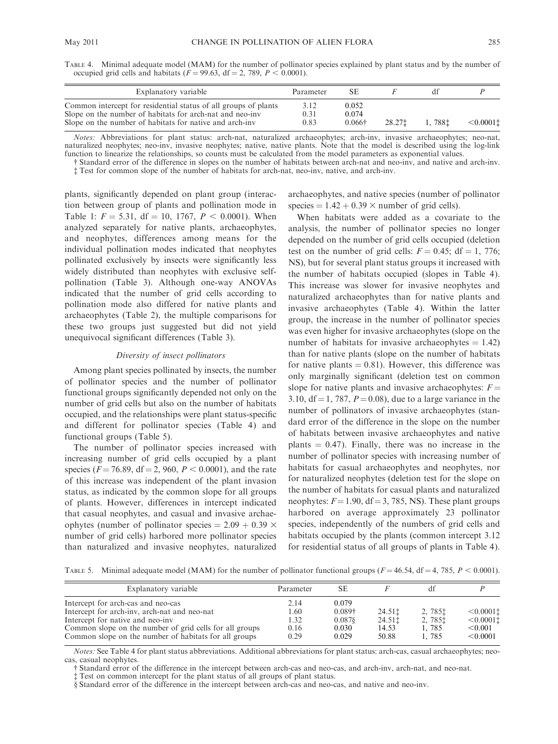TABLE 4. Minimal adequate model (MAM) for the number of pollinator species explained by plant status and by the number of occupied grid cells and habitats ($F = 99.63$, df = 2, 789, $P < 0.0001$).

| Explanatory variable | Parameter | SE | $F$ | df | $P$ |
|---|---|---|---|---|---|
| Common intercept for residential status of all groups of plants | 3.12 | 0.052 | | | |
| Slope on the number of habitats for arch-nat and neo-inv | 0.31 | 0.074 | | | |
| Slope on the number of habitats for native and arch-inv | 0.83 | 0.066† | 28.27‡ | 1, 788‡ | <0.0001‡ |

*Notes:* Abbreviations for plant status: arch-nat, naturalized archaeophytes; arch-inv, invasive archaeophytes; neo-nat, naturalized neophytes; neo-inv, invasive neophytes; native, native plants. Note that the model is described using the log-link function to linearize the relationships, so counts must be calculated from the model parameters as exponential values.

† Standard error of the difference in slopes on the number of habitats between arch-nat and neo-inv, and native and arch-inv.

‡ Test for common slope of the number of habitats for arch-nat, neo-inv, native, and arch-inv.

plants, significantly depended on plant group (interaction between group of plants and pollination mode in Table 1: $F = 5.31$, df = 10, 1767, $P < 0.0001$). When analyzed separately for native plants, archaeophytes, and neophytes, differences among means for the individual pollination modes indicated that neophytes pollinated exclusively by insects were significantly less widely distributed than neophytes with exclusive self-pollination (Table 3). Although one-way ANOVAs indicated that the number of grid cells according to pollination mode also differed for native plants and archaeophytes (Table 2), the multiple comparisons for these two groups just suggested but did not yield unequivocal significant differences (Table 3).

### *Diversity of insect pollinators*

Among plant species pollinated by insects, the number of pollinator species and the number of pollinator functional groups significantly depended not only on the number of grid cells but also on the number of habitats occupied, and the relationships were plant status-specific and different for pollinator species (Table 4) and functional groups (Table 5).

The number of pollinator species increased with increasing number of grid cells occupied by a plant species ($F = 76.89$, df = 2, 960, $P < 0.0001$), and the rate of this increase was independent of the plant invasion status, as indicated by the common slope for all groups of plants. However, differences in intercept indicated that casual neophytes, and casual and invasive archaeophytes (number of pollinator species = $2.09 + 0.39 \times$ number of grid cells) harbored more pollinator species than naturalized and invasive neophytes, naturalized archaeophytes, and native species (number of pollinator species = $1.42 + 0.39 \times$ number of grid cells).

When habitats were added as a covariate to the analysis, the number of pollinator species no longer depended on the number of grid cells occupied (deletion test on the number of grid cells: $F = 0.45$; df = 1, 776; NS), but for several plant status groups it increased with the number of habitats occupied (slopes in Table 4). This increase was slower for invasive neophytes and naturalized archaeophytes than for native plants and invasive archaeophytes (Table 4). Within the latter group, the increase in the number of pollinator species was even higher for invasive archaeophytes (slope on the number of habitats for invasive archaeophytes = 1.42) than for native plants (slope on the number of habitats for native plants = 0.81). However, this difference was only marginally significant (deletion test on common slope for native plants and invasive archaeophytes: $F = 3.10$, df = 1, 787, $P = 0.08$), due to a large variance in the number of pollinators of invasive archaeophytes (standard error of the difference in the slope on the number of habitats between invasive archaeophytes and native plants = 0.47). Finally, there was no increase in the number of pollinator species with increasing number of habitats for casual archaeophytes and neophytes, nor for naturalized neophytes (deletion test for the slope on the number of habitats for casual plants and naturalized neophytes: $F = 1.90$, df = 3, 785, NS). These plant groups harbored on average approximately 23 pollinator species, independently of the numbers of grid cells and habitats occupied by the plants (common intercept 3.12 for residential status of all groups of plants in Table 4).

TABLE 5. Minimal adequate model (MAM) for the number of pollinator functional groups ($F = 46.54$, df = 4, 785, $P < 0.0001$).

| Explanatory variable | Parameter | SE | $F$ | df | $P$ |
|---|---|---|---|---|---|
| Intercept for arch-cas and neo-cas | 2.14 | 0.079 | | | |
| Intercept for arch-inv, arch-nat and neo-nat | 1.60 | 0.089† | 24.51‡ | 2, 785‡ | <0.0001‡ |
| Intercept for native and neo-inv | 1.32 | 0.087§ | 24.51‡ | 2, 785‡ | <0.0001‡ |
| Common slope on the number of grid cells for all groups | 0.16 | 0.030 | 14.53 | 1, 785 | <0.001 |
| Common slope on the number of habitats for all groups | 0.29 | 0.029 | 50.88 | 1, 785 | <0.0001 |

*Notes:* See Table 4 for plant status abbreviations. Additional abbreviations for plant status: arch-cas, casual archaeophytes; neo-cas, casual neophytes.

† Standard error of the difference in the intercept between arch-cas and neo-cas, and arch-inv, arch-nat, and neo-nat.

‡ Test on common intercept for the plant status of all groups of plant status.

§ Standard error of the difference in the intercept between arch-cas and neo-cas, and native and neo-inv.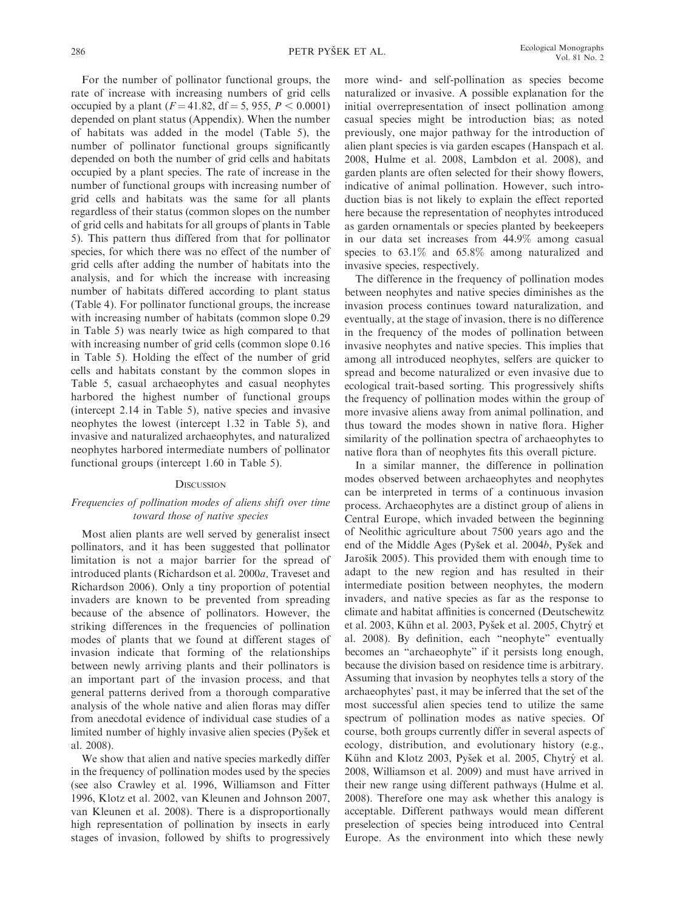For the number of pollinator functional groups, the rate of increase with increasing numbers of grid cells occupied by a plant ($F = 41.82$, df = 5, 955, $P < 0.0001$) depended on plant status (Appendix). When the number of habitats was added in the model (Table 5), the number of pollinator functional groups significantly depended on both the number of grid cells and habitats occupied by a plant species. The rate of increase in the number of functional groups with increasing number of grid cells and habitats was the same for all plants regardless of their status (common slopes on the number of grid cells and habitats for all groups of plants in Table 5). This pattern thus differed from that for pollinator species, for which there was no effect of the number of grid cells after adding the number of habitats into the analysis, and for which the increase with increasing number of habitats differed according to plant status (Table 4). For pollinator functional groups, the increase with increasing number of habitats (common slope 0.29 in Table 5) was nearly twice as high compared to that with increasing number of grid cells (common slope 0.16 in Table 5). Holding the effect of the number of grid cells and habitats constant by the common slopes in Table 5, casual archaeophytes and casual neophytes harbored the highest number of functional groups (intercept 2.14 in Table 5), native species and invasive neophytes the lowest (intercept 1.32 in Table 5), and invasive and naturalized archaeophytes, and naturalized neophytes harbored intermediate numbers of pollinator functional groups (intercept 1.60 in Table 5).

## Discussion

### *Frequencies of pollination modes of aliens shift over time toward those of native species*

Most alien plants are well served by generalist insect pollinators, and it has been suggested that pollinator limitation is not a major barrier for the spread of introduced plants (Richardson et al. 2000*a*, Traveset and Richardson 2006). Only a tiny proportion of potential invaders are known to be prevented from spreading because of the absence of pollinators. However, the striking differences in the frequencies of pollination modes of plants that we found at different stages of invasion indicate that forming of the relationships between newly arriving plants and their pollinators is an important part of the invasion process, and that general patterns derived from a thorough comparative analysis of the whole native and alien floras may differ from anecdotal evidence of individual case studies of a limited number of highly invasive alien species (Pyšek et al. 2008).

We show that alien and native species markedly differ in the frequency of pollination modes used by the species (see also Crawley et al. 1996, Williamson and Fitter 1996, Klotz et al. 2002, van Kleunen and Johnson 2007, van Kleunen et al. 2008). There is a disproportionally high representation of pollination by insects in early stages of invasion, followed by shifts to progressively more wind- and self-pollination as species become naturalized or invasive. A possible explanation for the initial overrepresentation of insect pollination among casual species might be introduction bias; as noted previously, one major pathway for the introduction of alien plant species is via garden escapes (Hanspach et al. 2008, Hulme et al. 2008, Lambdon et al. 2008), and garden plants are often selected for their showy flowers, indicative of animal pollination. However, such introduction bias is not likely to explain the effect reported here because the representation of neophytes introduced as garden ornamentals or species planted by beekeepers in our data set increases from 44.9% among casual species to 63.1% and 65.8% among naturalized and invasive species, respectively.

The difference in the frequency of pollination modes between neophytes and native species diminishes as the invasion process continues toward naturalization, and eventually, at the stage of invasion, there is no difference in the frequency of the modes of pollination between invasive neophytes and native species. This implies that among all introduced neophytes, selfers are quicker to spread and become naturalized or even invasive due to ecological trait-based sorting. This progressively shifts the frequency of pollination modes within the group of more invasive aliens away from animal pollination, and thus toward the modes shown in native flora. Higher similarity of the pollination spectra of archaeophytes to native flora than of neophytes fits this overall picture.

In a similar manner, the difference in pollination modes observed between archaeophytes and neophytes can be interpreted in terms of a continuous invasion process. Archaeophytes are a distinct group of aliens in Central Europe, which invaded between the beginning of Neolithic agriculture about 7500 years ago and the end of the Middle Ages (Pyšek et al. 2004*b*, Pyšek and Jarošík 2005). This provided them with enough time to adapt to the new region and has resulted in their intermediate position between neophytes, the modern invaders, and native species as far as the response to climate and habitat affinities is concerned (Deutschewitz et al. 2003, Kühn et al. 2003, Pyšek et al. 2005, Chytrý et al. 2008). By definition, each "neophyte" eventually becomes an "archaeophyte" if it persists long enough, because the division based on residence time is arbitrary. Assuming that invasion by neophytes tells a story of the archaeophytes' past, it may be inferred that the set of the most successful alien species tend to utilize the same spectrum of pollination modes as native species. Of course, both groups currently differ in several aspects of ecology, distribution, and evolutionary history (e.g., Kühn and Klotz 2003, Pyšek et al. 2005, Chytrý et al. 2008, Williamson et al. 2009) and must have arrived in their new range using different pathways (Hulme et al. 2008). Therefore one may ask whether this analogy is acceptable. Different pathways would mean different preselection of species being introduced into Central Europe. As the environment into which these newly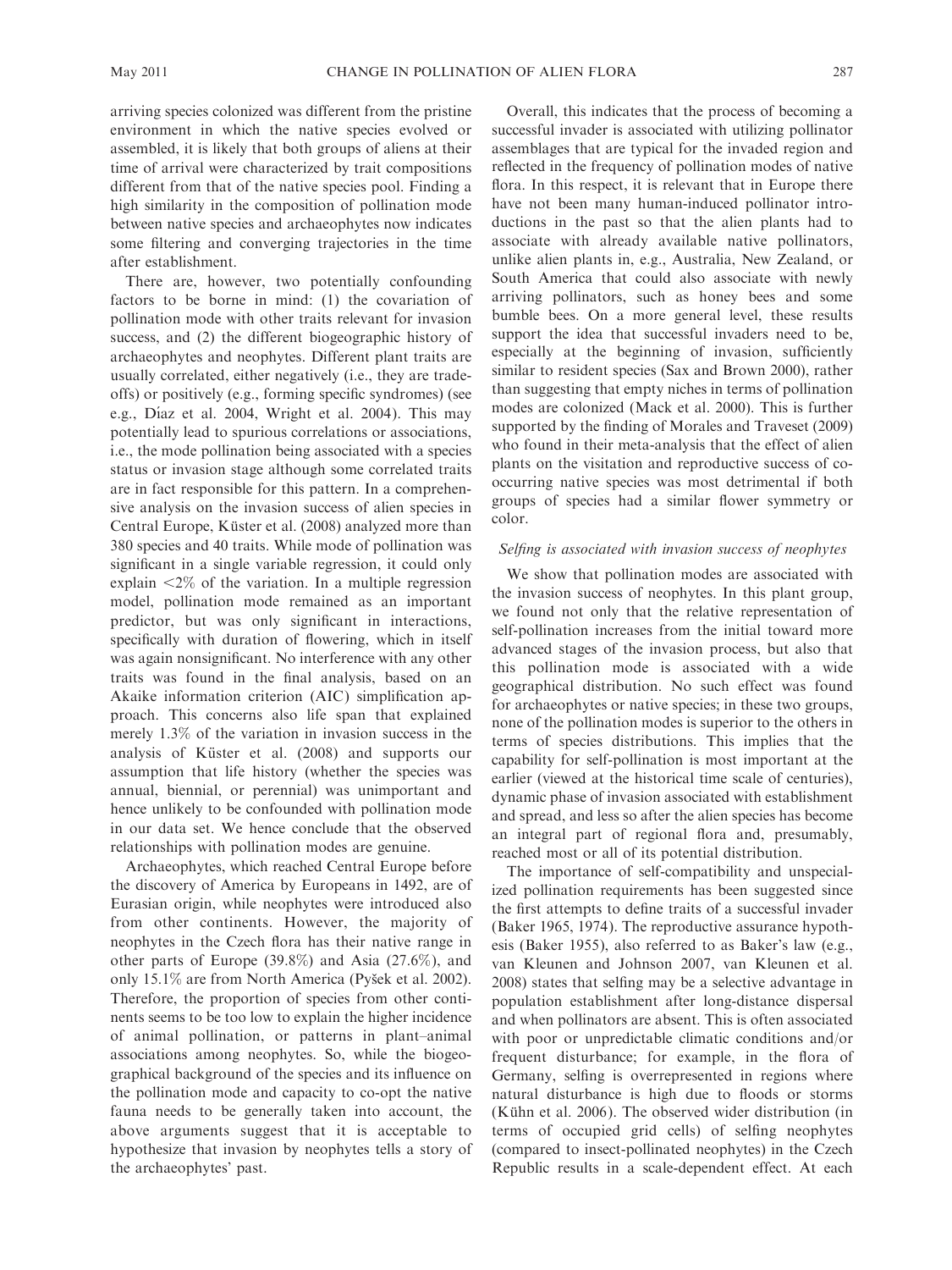arriving species colonized was different from the pristine environment in which the native species evolved or assembled, it is likely that both groups of aliens at their time of arrival were characterized by trait compositions different from that of the native species pool. Finding a high similarity in the composition of pollination mode between native species and archaeophytes now indicates some filtering and converging trajectories in the time after establishment.

There are, however, two potentially confounding factors to be borne in mind: (1) the covariation of pollination mode with other traits relevant for invasion success, and (2) the different biogeographic history of archaeophytes and neophytes. Different plant traits are usually correlated, either negatively (i.e., they are tradeoffs) or positively (e.g., forming specific syndromes) (see e.g., Díaz et al. 2004, Wright et al. 2004). This may potentially lead to spurious correlations or associations, i.e., the mode pollination being associated with a species status or invasion stage although some correlated traits are in fact responsible for this pattern. In a comprehensive analysis on the invasion success of alien species in Central Europe, Küster et al. (2008) analyzed more than 380 species and 40 traits. While mode of pollination was significant in a single variable regression, it could only explain <2% of the variation. In a multiple regression model, pollination mode remained as an important predictor, but was only significant in interactions, specifically with duration of flowering, which in itself was again nonsignificant. No interference with any other traits was found in the final analysis, based on an Akaike information criterion (AIC) simplification approach. This concerns also life span that explained merely 1.3% of the variation in invasion success in the analysis of Küster et al. (2008) and supports our assumption that life history (whether the species was annual, biennial, or perennial) was unimportant and hence unlikely to be confounded with pollination mode in our data set. We hence conclude that the observed relationships with pollination modes are genuine.

Archaeophytes, which reached Central Europe before the discovery of America by Europeans in 1492, are of Eurasian origin, while neophytes were introduced also from other continents. However, the majority of neophytes in the Czech flora has their native range in other parts of Europe (39.8%) and Asia (27.6%), and only 15.1% are from North America (Pyšek et al. 2002). Therefore, the proportion of species from other continents seems to be too low to explain the higher incidence of animal pollination, or patterns in plant–animal associations among neophytes. So, while the biogeographical background of the species and its influence on the pollination mode and capacity to co-opt the native fauna needs to be generally taken into account, the above arguments suggest that it is acceptable to hypothesize that invasion by neophytes tells a story of the archaeophytes' past.

Overall, this indicates that the process of becoming a successful invader is associated with utilizing pollinator assemblages that are typical for the invaded region and reflected in the frequency of pollination modes of native flora. In this respect, it is relevant that in Europe there have not been many human-induced pollinator introductions in the past so that the alien plants had to associate with already available native pollinators, unlike alien plants in, e.g., Australia, New Zealand, or South America that could also associate with newly arriving pollinators, such as honey bees and some bumble bees. On a more general level, these results support the idea that successful invaders need to be, especially at the beginning of invasion, sufficiently similar to resident species (Sax and Brown 2000), rather than suggesting that empty niches in terms of pollination modes are colonized (Mack et al. 2000). This is further supported by the finding of Morales and Traveset (2009) who found in their meta-analysis that the effect of alien plants on the visitation and reproductive success of co-occurring native species was most detrimental if both groups of species had a similar flower symmetry or color.

### *Selfing is associated with invasion success of neophytes*

We show that pollination modes are associated with the invasion success of neophytes. In this plant group, we found not only that the relative representation of self-pollination increases from the initial toward more advanced stages of the invasion process, but also that this pollination mode is associated with a wide geographical distribution. No such effect was found for archaeophytes or native species; in these two groups, none of the pollination modes is superior to the others in terms of species distributions. This implies that the capability for self-pollination is most important at the earlier (viewed at the historical time scale of centuries), dynamic phase of invasion associated with establishment and spread, and less so after the alien species has become an integral part of regional flora and, presumably, reached most or all of its potential distribution.

The importance of self-compatibility and unspecialized pollination requirements has been suggested since the first attempts to define traits of a successful invader (Baker 1965, 1974). The reproductive assurance hypothesis (Baker 1955), also referred to as Baker's law (e.g., van Kleunen and Johnson 2007, van Kleunen et al. 2008) states that selfing may be a selective advantage in population establishment after long-distance dispersal and when pollinators are absent. This is often associated with poor or unpredictable climatic conditions and/or frequent disturbance; for example, in the flora of Germany, selfing is overrepresented in regions where natural disturbance is high due to floods or storms (Kühn et al. 2006). The observed wider distribution (in terms of occupied grid cells) of selfing neophytes (compared to insect-pollinated neophytes) in the Czech Republic results in a scale-dependent effect. At each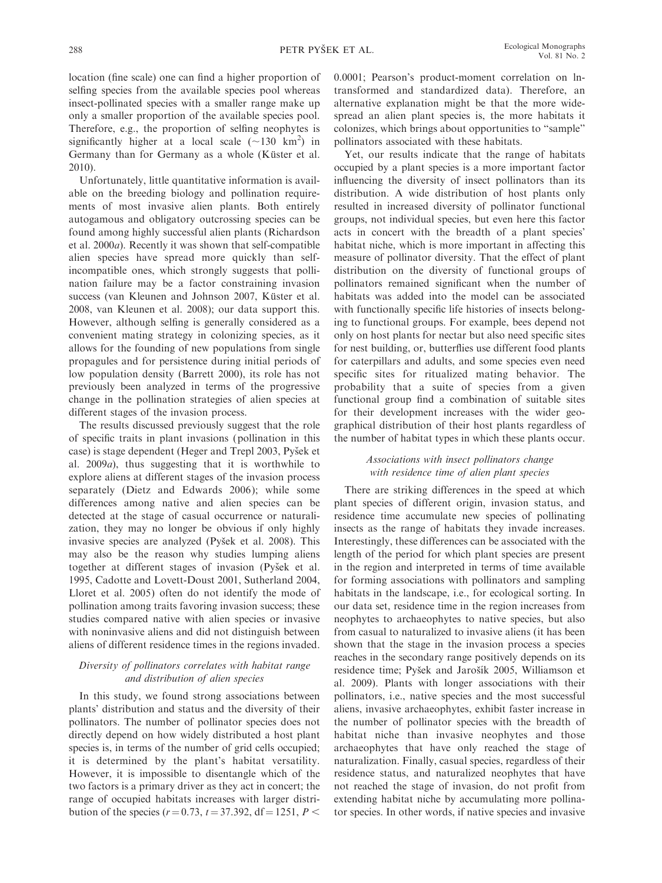location (fine scale) one can find a higher proportion of selfing species from the available species pool whereas insect-pollinated species with a smaller range make up only a smaller proportion of the available species pool. Therefore, e.g., the proportion of selfing neophytes is significantly higher at a local scale ($\sim$130 km$^2$) in Germany than for Germany as a whole (Küster et al. 2010).

Unfortunately, little quantitative information is available on the breeding biology and pollination requirements of most invasive alien plants. Both entirely autogamous and obligatory outcrossing species can be found among highly successful alien plants (Richardson et al. 2000*a*). Recently it was shown that self-compatible alien species have spread more quickly than self-incompatible ones, which strongly suggests that pollination failure may be a factor constraining invasion success (van Kleunen and Johnson 2007, Küster et al. 2008, van Kleunen et al. 2008); our data support this. However, although selfing is generally considered as a convenient mating strategy in colonizing species, as it allows for the founding of new populations from single propagules and for persistence during initial periods of low population density (Barrett 2000), its role has not previously been analyzed in terms of the progressive change in the pollination strategies of alien species at different stages of the invasion process.

The results discussed previously suggest that the role of specific traits in plant invasions (pollination in this case) is stage dependent (Heger and Trepl 2003, Pyšek et al. 2009*a*), thus suggesting that it is worthwhile to explore aliens at different stages of the invasion process separately (Dietz and Edwards 2006); while some differences among native and alien species can be detected at the stage of casual occurrence or naturalization, they may no longer be obvious if only highly invasive species are analyzed (Pyšek et al. 2008). This may also be the reason why studies lumping aliens together at different stages of invasion (Pyšek et al. 1995, Cadotte and Lovett-Doust 2001, Sutherland 2004, Lloret et al. 2005) often do not identify the mode of pollination among traits favoring invasion success; these studies compared native with alien species or invasive with noninvasive aliens and did not distinguish between aliens of different residence times in the regions invaded.

### *Diversity of pollinators correlates with habitat range and distribution of alien species*

In this study, we found strong associations between plants' distribution and status and the diversity of their pollinators. The number of pollinator species does not directly depend on how widely distributed a host plant species is, in terms of the number of grid cells occupied; it is determined by the plant's habitat versatility. However, it is impossible to disentangle which of the two factors is a primary driver as they act in concert; the range of occupied habitats increases with larger distribution of the species ($r = 0.73$, $t = 37.392$, $df = 1251$, $P <$ 0.0001; Pearson's product-moment correlation on ln-transformed and standardized data). Therefore, an alternative explanation might be that the more widespread an alien plant species is, the more habitats it colonizes, which brings about opportunities to "sample" pollinators associated with these habitats.

Yet, our results indicate that the range of habitats occupied by a plant species is a more important factor influencing the diversity of insect pollinators than its distribution. A wide distribution of host plants only resulted in increased diversity of pollinator functional groups, not individual species, but even here this factor acts in concert with the breadth of a plant species' habitat niche, which is more important in affecting this measure of pollinator diversity. That the effect of plant distribution on the diversity of functional groups of pollinators remained significant when the number of habitats was added into the model can be associated with functionally specific life histories of insects belonging to functional groups. For example, bees depend not only on host plants for nectar but also need specific sites for nest building, or, butterflies use different food plants for caterpillars and adults, and some species even need specific sites for ritualized mating behavior. The probability that a suite of species from a given functional group find a combination of suitable sites for their development increases with the wider geographical distribution of their host plants regardless of the number of habitat types in which these plants occur.

### *Associations with insect pollinators change with residence time of alien plant species*

There are striking differences in the speed at which plant species of different origin, invasion status, and residence time accumulate new species of pollinating insects as the range of habitats they invade increases. Interestingly, these differences can be associated with the length of the period for which plant species are present in the region and interpreted in terms of time available for forming associations with pollinators and sampling habitats in the landscape, i.e., for ecological sorting. In our data set, residence time in the region increases from neophytes to archaeophytes to native species, but also from casual to naturalized to invasive aliens (it has been shown that the stage in the invasion process a species reaches in the secondary range positively depends on its residence time; Pyšek and Jarošík 2005, Williamson et al. 2009). Plants with longer associations with their pollinators, i.e., native species and the most successful aliens, invasive archaeophytes, exhibit faster increase in the number of pollinator species with the breadth of habitat niche than invasive neophytes and those archaeophytes that have only reached the stage of naturalization. Finally, casual species, regardless of their residence status, and naturalized neophytes that have not reached the stage of invasion, do not profit from extending habitat niche by accumulating more pollinator species. In other words, if native species and invasive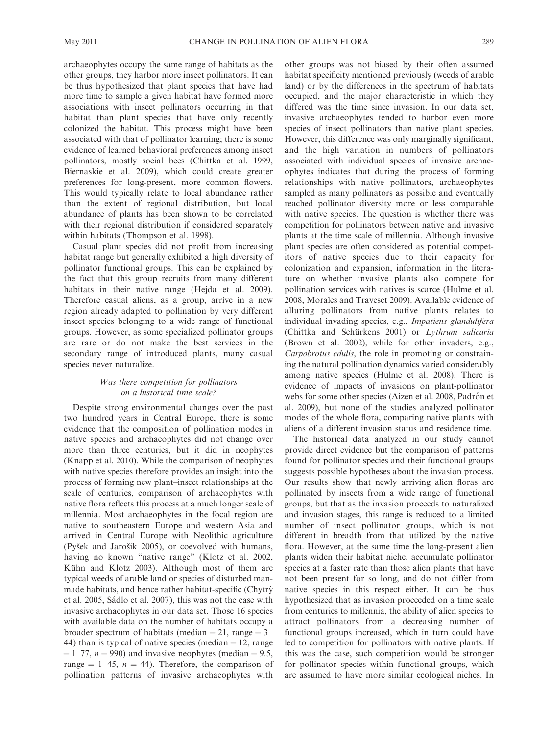archaeophytes occupy the same range of habitats as the other groups, they harbor more insect pollinators. It can be thus hypothesized that plant species that have had more time to sample a given habitat have formed more associations with insect pollinators occurring in that habitat than plant species that have only recently colonized the habitat. This process might have been associated with that of pollinator learning; there is some evidence of learned behavioral preferences among insect pollinators, mostly social bees (Chittka et al. 1999, Biernaskie et al. 2009), which could create greater preferences for long-present, more common flowers. This would typically relate to local abundance rather than the extent of regional distribution, but local abundance of plants has been shown to be correlated with their regional distribution if considered separately within habitats (Thompson et al. 1998).

Casual plant species did not profit from increasing habitat range but generally exhibited a high diversity of pollinator functional groups. This can be explained by the fact that this group recruits from many different habitats in their native range (Hejda et al. 2009). Therefore casual aliens, as a group, arrive in a new region already adapted to pollination by very different insect species belonging to a wide range of functional groups. However, as some specialized pollinator groups are rare or do not make the best services in the secondary range of introduced plants, many casual species never naturalize.

### *Was there competition for pollinators on a historical time scale?*

Despite strong environmental changes over the past two hundred years in Central Europe, there is some evidence that the composition of pollination modes in native species and archaeophytes did not change over more than three centuries, but it did in neophytes (Knapp et al. 2010). While the comparison of neophytes with native species therefore provides an insight into the process of forming new plant–insect relationships at the scale of centuries, comparison of archaeophytes with native flora reflects this process at a much longer scale of millennia. Most archaeophytes in the focal region are native to southeastern Europe and western Asia and arrived in Central Europe with Neolithic agriculture (Pyšek and Jarošík 2005), or coevolved with humans, having no known "native range" (Klotz et al. 2002, Kühn and Klotz 2003). Although most of them are typical weeds of arable land or species of disturbed man-made habitats, and hence rather habitat-specific (Chytrý et al. 2005, Sádlo et al. 2007), this was not the case with invasive archaeophytes in our data set. Those 16 species with available data on the number of habitats occupy a broader spectrum of habitats (median = 21, range = 3–44) than is typical of native species (median = 12, range = 1–77, $n = 990$) and invasive neophytes (median = 9.5, range = 1–45, $n = 44$). Therefore, the comparison of pollination patterns of invasive archaeophytes with other groups was not biased by their often assumed habitat specificity mentioned previously (weeds of arable land) or by the differences in the spectrum of habitats occupied, and the major characteristic in which they differed was the time since invasion. In our data set, invasive archaeophytes tended to harbor even more species of insect pollinators than native plant species. However, this difference was only marginally significant, and the high variation in numbers of pollinators associated with individual species of invasive archaeophytes indicates that during the process of forming relationships with native pollinators, archaeophytes sampled as many pollinators as possible and eventually reached pollinator diversity more or less comparable with native species. The question is whether there was competition for pollinators between native and invasive plants at the time scale of millennia. Although invasive plant species are often considered as potential competitors of native species due to their capacity for colonization and expansion, information in the literature on whether invasive plants also compete for pollination services with natives is scarce (Hulme et al. 2008, Morales and Traveset 2009). Available evidence of alluring pollinators from native plants relates to individual invading species, e.g., *Impatiens glandulifera* (Chittka and Schürkens 2001) or *Lythrum salicaria* (Brown et al. 2002), while for other invaders, e.g., *Carpobrotus edulis*, the role in promoting or constraining the natural pollination dynamics varied considerably among native species (Hulme et al. 2008). There is evidence of impacts of invasions on plant-pollinator webs for some other species (Aizen et al. 2008, Padrón et al. 2009), but none of the studies analyzed pollinator modes of the whole flora, comparing native plants with aliens of a different invasion status and residence time.

The historical data analyzed in our study cannot provide direct evidence but the comparison of patterns found for pollinator species and their functional groups suggests possible hypotheses about the invasion process. Our results show that newly arriving alien floras are pollinated by insects from a wide range of functional groups, but that as the invasion proceeds to naturalized and invasion stages, this range is reduced to a limited number of insect pollinator groups, which is not different in breadth from that utilized by the native flora. However, at the same time the long-present alien plants widen their habitat niche, accumulate pollinator species at a faster rate than those alien plants that have not been present for so long, and do not differ from native species in this respect either. It can be thus hypothesized that as invasion proceeded on a time scale from centuries to millennia, the ability of alien species to attract pollinators from a decreasing number of functional groups increased, which in turn could have led to competition for pollinators with native plants. If this was the case, such competition would be stronger for pollinator species within functional groups, which are assumed to have more similar ecological niches. In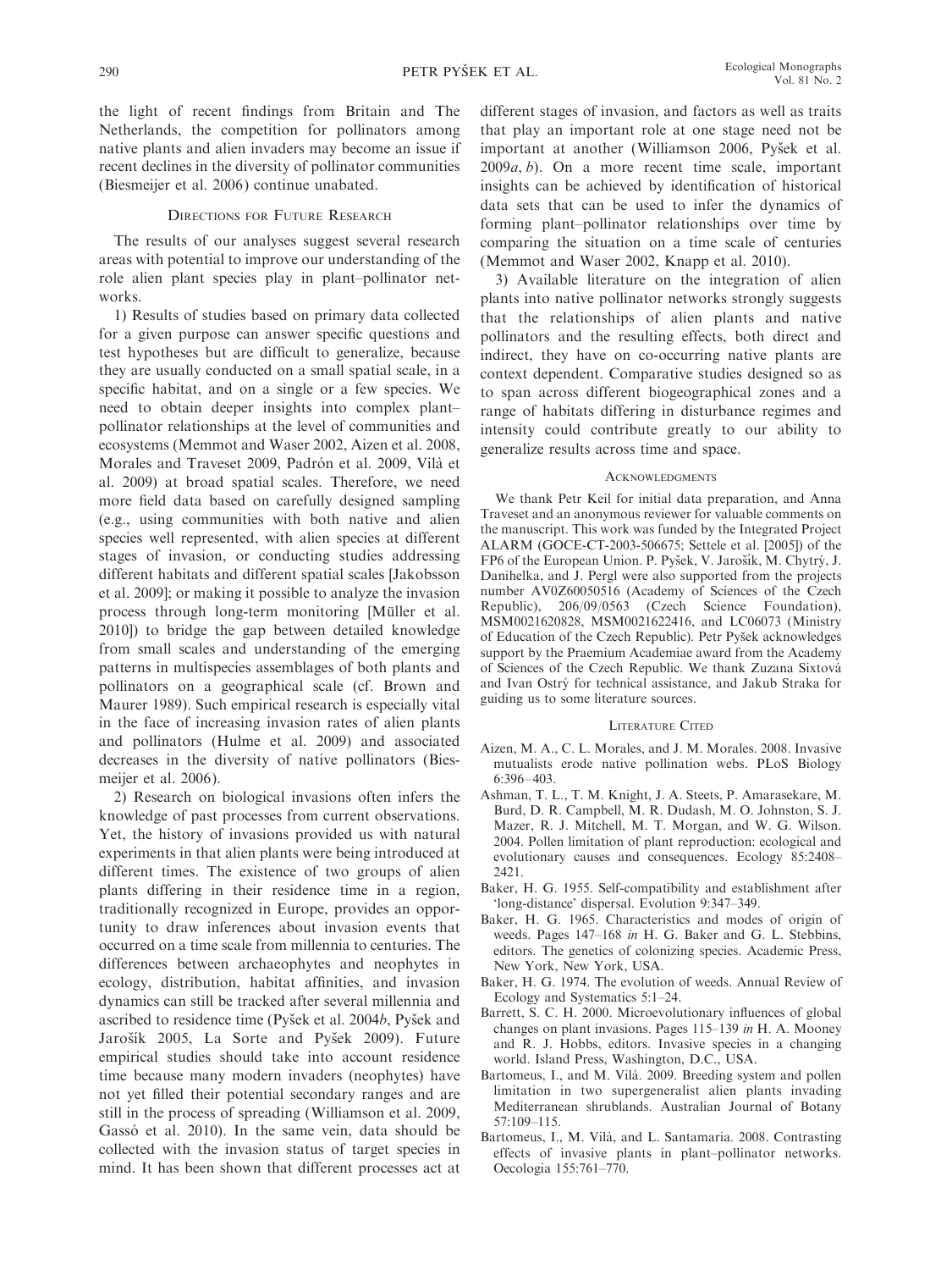the light of recent findings from Britain and The Netherlands, the competition for pollinators among native plants and alien invaders may become an issue if recent declines in the diversity of pollinator communities (Biesmeijer et al. 2006) continue unabated.

## Directions for Future Research

The results of our analyses suggest several research areas with potential to improve our understanding of the role alien plant species play in plant–pollinator networks.

1) Results of studies based on primary data collected for a given purpose can answer specific questions and test hypotheses but are difficult to generalize, because they are usually conducted on a small spatial scale, in a specific habitat, and on a single or a few species. We need to obtain deeper insights into complex plant–pollinator relationships at the level of communities and ecosystems (Memmot and Waser 2002, Aizen et al. 2008, Morales and Traveset 2009, Padrón et al. 2009, Vilà et al. 2009) at broad spatial scales. Therefore, we need more field data based on carefully designed sampling (e.g., using communities with both native and alien species well represented, with alien species at different stages of invasion, or conducting studies addressing different habitats and different spatial scales [Jakobsson et al. 2009]; or making it possible to analyze the invasion process through long-term monitoring [Müller et al. 2010]) to bridge the gap between detailed knowledge from small scales and understanding of the emerging patterns in multispecies assemblages of both plants and pollinators on a geographical scale (cf. Brown and Maurer 1989). Such empirical research is especially vital in the face of increasing invasion rates of alien plants and pollinators (Hulme et al. 2009) and associated decreases in the diversity of native pollinators (Biesmeijer et al. 2006).

2) Research on biological invasions often infers the knowledge of past processes from current observations. Yet, the history of invasions provided us with natural experiments in that alien plants were being introduced at different times. The existence of two groups of alien plants differing in their residence time in a region, traditionally recognized in Europe, provides an opportunity to draw inferences about invasion events that occurred on a time scale from millennia to centuries. The differences between archaeophytes and neophytes in ecology, distribution, habitat affinities, and invasion dynamics can still be tracked after several millennia and ascribed to residence time (Pyšek et al. 2004*b*, Pyšek and Jarošík 2005, La Sorte and Pyšek 2009). Future empirical studies should take into account residence time because many modern invaders (neophytes) have not yet filled their potential secondary ranges and are still in the process of spreading (Williamson et al. 2009, Gassó et al. 2010). In the same vein, data should be collected with the invasion status of target species in mind. It has been shown that different processes act at different stages of invasion, and factors as well as traits that play an important role at one stage need not be important at another (Williamson 2006, Pyšek et al. 2009*a*, *b*). On a more recent time scale, important insights can be achieved by identification of historical data sets that can be used to infer the dynamics of forming plant–pollinator relationships over time by comparing the situation on a time scale of centuries (Memmot and Waser 2002, Knapp et al. 2010).

3) Available literature on the integration of alien plants into native pollinator networks strongly suggests that the relationships of alien plants and native pollinators and the resulting effects, both direct and indirect, they have on co-occurring native plants are context dependent. Comparative studies designed so as to span across different biogeographical zones and a range of habitats differing in disturbance regimes and intensity could contribute greatly to our ability to generalize results across time and space.

## Acknowledgments

We thank Petr Keil for initial data preparation, and Anna Traveset and an anonymous reviewer for valuable comments on the manuscript. This work was funded by the Integrated Project ALARM (GOCE-CT-2003-506675; Settele et al. [2005]) of the FP6 of the European Union. P. Pyšek, V. Jarošík, M. Chytrý, J. Danihelka, and J. Pergl were also supported from the projects number AV0Z60050516 (Academy of Sciences of the Czech Republic), 206/09/0563 (Czech Science Foundation), MSM0021620828, MSM0021622416, and LC06073 (Ministry of Education of the Czech Republic). Petr Pyšek acknowledges support by the Praemium Academiae award from the Academy of Sciences of the Czech Republic. We thank Zuzana Sixtová and Ivan Ostrý for technical assistance, and Jakub Straka for guiding us to some literature sources.

## Literature Cited

Aizen, M. A., C. L. Morales, and J. M. Morales. 2008. Invasive mutualists erode native pollination webs. PLoS Biology 6:396–403.

Ashman, T. L., T. M. Knight, J. A. Steets, P. Amarasekare, M. Burd, D. R. Campbell, M. R. Dudash, M. O. Johnston, S. J. Mazer, R. J. Mitchell, M. T. Morgan, and W. G. Wilson. 2004. Pollen limitation of plant reproduction: ecological and evolutionary causes and consequences. Ecology 85:2408–2421.

Baker, H. G. 1955. Self-compatibility and establishment after 'long-distance' dispersal. Evolution 9:347–349.

Baker, H. G. 1965. Characteristics and modes of origin of weeds. Pages 147–168 *in* H. G. Baker and G. L. Stebbins, editors. The genetics of colonizing species. Academic Press, New York, New York, USA.

Baker, H. G. 1974. The evolution of weeds. Annual Review of Ecology and Systematics 5:1–24.

Barrett, S. C. H. 2000. Microevolutionary influences of global changes on plant invasions. Pages 115–139 *in* H. A. Mooney and R. J. Hobbs, editors. Invasive species in a changing world. Island Press, Washington, D.C., USA.

Bartomeus, I., and M. Vilà. 2009. Breeding system and pollen limitation in two supergeneralist alien plants invading Mediterranean shrublands. Australian Journal of Botany 57:109–115.

Bartomeus, I., M. Vilà, and L. Santamaria. 2008. Contrasting effects of invasive plants in plant–pollinator networks. Oecologia 155:761–770.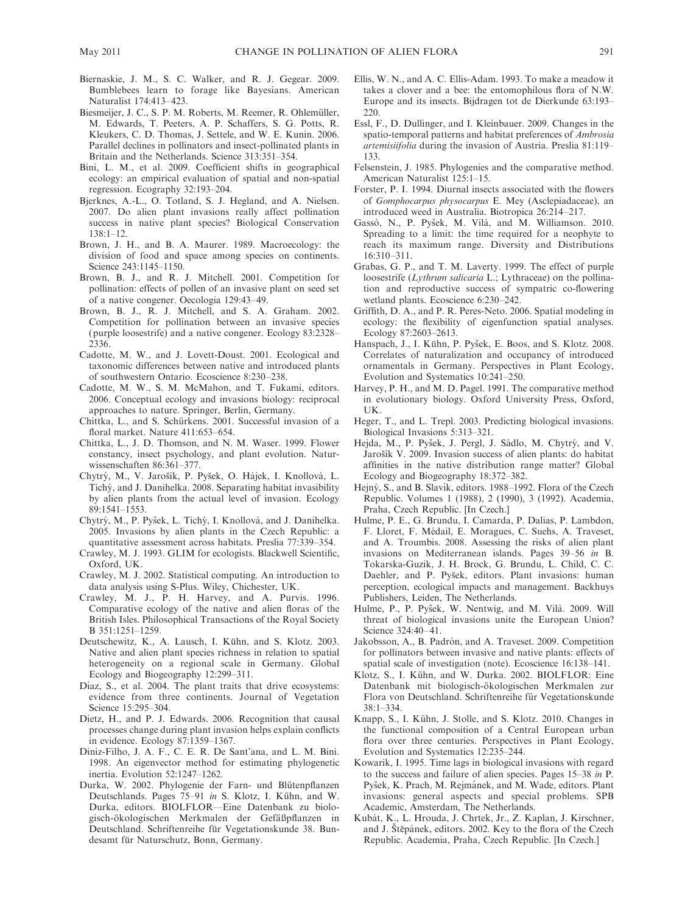Biernaskie, J. M., S. C. Walker, and R. J. Gegear. 2009. Bumblebees learn to forage like Bayesians. American Naturalist 174:413–423.

Biesmeijer, J. C., S. P. M. Roberts, M. Reemer, R. Ohlemüller, M. Edwards, T. Peeters, A. P. Schaffers, S. G. Potts, R. Kleukers, C. D. Thomas, J. Settele, and W. E. Kunin. 2006. Parallel declines in pollinators and insect-pollinated plants in Britain and the Netherlands. Science 313:351–354.

Bini, L. M., et al. 2009. Coefficient shifts in geographical ecology: an empirical evaluation of spatial and non-spatial regression. Ecography 32:193–204.

Bjerknes, A.-L., O. Totland, S. J. Hegland, and A. Nielsen. 2007. Do alien plant invasions really affect pollination success in native plant species? Biological Conservation 138:1–12.

Brown, J. H., and B. A. Maurer. 1989. Macroecology: the division of food and space among species on continents. Science 243:1145–1150.

Brown, B. J., and R. J. Mitchell. 2001. Competition for pollination: effects of pollen of an invasive plant on seed set of a native congener. Oecologia 129:43–49.

Brown, B. J., R. J. Mitchell, and S. A. Graham. 2002. Competition for pollination between an invasive species (purple loosestrife) and a native congener. Ecology 83:2328–2336.

Cadotte, M. W., and J. Lovett-Doust. 2001. Ecological and taxonomic differences between native and introduced plants of southwestern Ontario. Ecoscience 8:230–238.

Cadotte, M. W., S. M. McMahon, and T. Fukami, editors. 2006. Conceptual ecology and invasions biology: reciprocal approaches to nature. Springer, Berlin, Germany.

Chittka, L., and S. Schürkens. 2001. Successful invasion of a floral market. Nature 411:653–654.

Chittka, L., J. D. Thomson, and N. M. Waser. 1999. Flower constancy, insect psychology, and plant evolution. Naturwissenschaften 86:361–377.

Chytrý, M., V. Jarošík, P. Pyšek, O. Hájek, I. Knollová, L. Tichý, and J. Danihelka. 2008. Separating habitat invasibility by alien plants from the actual level of invasion. Ecology 89:1541–1553.

Chytrý, M., P. Pyšek, L. Tichý, I. Knollová, and J. Danihelka. 2005. Invasions by alien plants in the Czech Republic: a quantitative assessment across habitats. Preslia 77:339–354.

Crawley, M. J. 1993. GLIM for ecologists. Blackwell Scientific, Oxford, UK.

Crawley, M. J. 2002. Statistical computing. An introduction to data analysis using S-Plus. Wiley, Chichester, UK.

Crawley, M. J., P. H. Harvey, and A. Purvis. 1996. Comparative ecology of the native and alien floras of the British Isles. Philosophical Transactions of the Royal Society B 351:1251–1259.

Deutschewitz, K., A. Lausch, I. Kühn, and S. Klotz. 2003. Native and alien plant species richness in relation to spatial heterogeneity on a regional scale in Germany. Global Ecology and Biogeography 12:299–311.

Díaz, S., et al. 2004. The plant traits that drive ecosystems: evidence from three continents. Journal of Vegetation Science 15:295–304.

Dietz, H., and P. J. Edwards. 2006. Recognition that causal processes change during plant invasion helps explain conflicts in evidence. Ecology 87:1359–1367.

Diniz-Filho, J. A. F., C. E. R. De Sant'ana, and L. M. Bini. 1998. An eigenvector method for estimating phylogenetic inertia. Evolution 52:1247–1262.

Durka, W. 2002. Phylogenie der Farn- und Blütenpflanzen Deutschlands. Pages 75–91 *in* S. Klotz, I. Kühn, and W. Durka, editors. BIOLFLOR—Eine Datenbank zu biologisch-ökologischen Merkmalen der Gefäßpflanzen in Deutschland. Schriftenreihe für Vegetationskunde 38. Bundesamt für Naturschutz, Bonn, Germany.

Ellis, W. N., and A. C. Ellis-Adam. 1993. To make a meadow it takes a clover and a bee: the entomophilous flora of N.W. Europe and its insects. Bijdragen tot de Dierkunde 63:193–220.

Essl, F., D. Dullinger, and I. Kleinbauer. 2009. Changes in the spatio-temporal patterns and habitat preferences of *Ambrosia artemisiifolia* during the invasion of Austria. Preslia 81:119–133.

Felsenstein, J. 1985. Phylogenies and the comparative method. American Naturalist 125:1–15.

Forster, P. I. 1994. Diurnal insects associated with the flowers of *Gomphocarpus physocarpus* E. Mey (Asclepiadaceae), an introduced weed in Australia. Biotropica 26:214–217.

Gassó, N., P. Pyšek, M. Vilà, and M. Williamson. 2010. Spreading to a limit: the time required for a neophyte to reach its maximum range. Diversity and Distributions 16:310–311.

Grabas, G. P., and T. M. Laverty. 1999. The effect of purple loosestrife (*Lythrum salicaria* L.; Lythraceae) on the pollination and reproductive success of sympatric co-flowering wetland plants. Ecoscience 6:230–242.

Griffith, D. A., and P. R. Peres-Neto. 2006. Spatial modeling in ecology: the flexibility of eigenfunction spatial analyses. Ecology 87:2603–2613.

Hanspach, J., I. Kühn, P. Pyšek, E. Boos, and S. Klotz. 2008. Correlates of naturalization and occupancy of introduced ornamentals in Germany. Perspectives in Plant Ecology, Evolution and Systematics 10:241–250.

Harvey, P. H., and M. D. Pagel. 1991. The comparative method in evolutionary biology. Oxford University Press, Oxford, UK.

Heger, T., and L. Trepl. 2003. Predicting biological invasions. Biological Invasions 5:313–321.

Hejda, M., P. Pyšek, J. Pergl, J. Sádlo, M. Chytrý, and V. Jarošík V. 2009. Invasion success of alien plants: do habitat affinities in the native distribution range matter? Global Ecology and Biogeography 18:372–382.

Hejný, S., and B. Slavík, editors. 1988–1992. Flora of the Czech Republic. Volumes 1 (1988), 2 (1990), 3 (1992). Academia, Praha, Czech Republic. [In Czech.]

Hulme, P. E., G. Brundu, I. Camarda, P. Dalias, P. Lambdon, F. Lloret, F. Médail, E. Moragues, C. Suehs, A. Traveset, and A. Troumbis. 2008. Assessing the risks of alien plant invasions on Mediterranean islands. Pages 39–56 *in* B. Tokarska-Guzik, J. H. Brock, G. Brundu, L. Child, C. C. Daehler, and P. Pyšek, editors. Plant invasions: human perception, ecological impacts and management. Backhuys Publishers, Leiden, The Netherlands.

Hulme, P., P. Pyšek, W. Nentwig, and M. Vilà. 2009. Will threat of biological invasions unite the European Union? Science 324:40–41.

Jakobsson, A., B. Padrón, and A. Traveset. 2009. Competition for pollinators between invasive and native plants: effects of spatial scale of investigation (note). Ecoscience 16:138–141.

Klotz, S., I. Kühn, and W. Durka. 2002. BIOLFLOR: Eine Datenbank mit biologisch-ökologischen Merkmalen zur Flora von Deutschland. Schriftenreihe für Vegetationskunde 38:1–334.

Knapp, S., I. Kühn, J. Stolle, and S. Klotz. 2010. Changes in the functional composition of a Central European urban flora over three centuries. Perspectives in Plant Ecology, Evolution and Systematics 12:235–244.

Kowarik, I. 1995. Time lags in biological invasions with regard to the success and failure of alien species. Pages 15–38 *in* P. Pyšek, K. Prach, M. Rejmánek, and M. Wade, editors. Plant invasions: general aspects and special problems. SPB Academic, Amsterdam, The Netherlands.

Kubát, K., L. Hrouda, J. Chrtek, Jr., Z. Kaplan, J. Kirschner, and J. Štěpánek, editors. 2002. Key to the flora of the Czech Republic. Academia, Praha, Czech Republic. [In Czech.]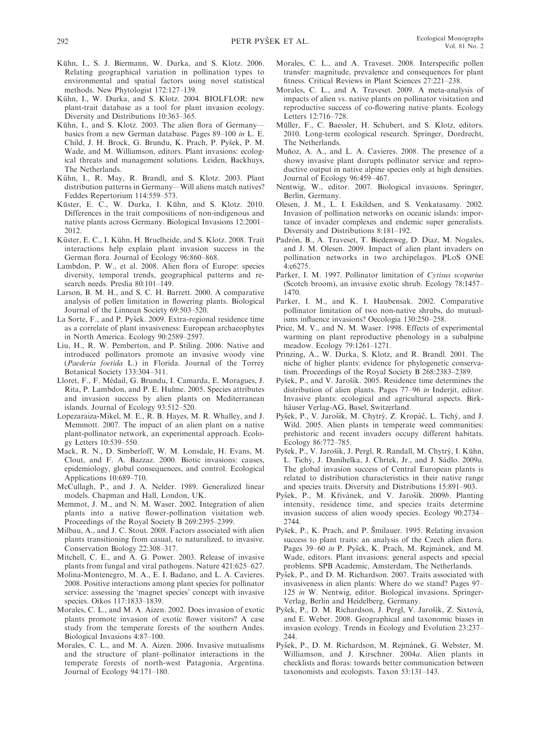Kühn, I., S. J. Biermann, W. Durka, and S. Klotz. 2006. Relating geographical variation in pollination types to environmental and spatial factors using novel statistical methods. New Phytologist 172:127–139.

Kühn, I., W. Durka, and S. Klotz. 2004. BIOLFLOR: new plant-trait database as a tool for plant invasion ecology. Diversity and Distributions 10:363–365.

Kühn, I., and S. Klotz. 2003. The alien flora of Germany—basics from a new German database. Pages 89–100 *in* L. E. Child, J. H. Brock, G. Brundu, K. Prach, P. Pyšek, P. M. Wade, and M. Williamson, editors. Plant invasions: ecological threats and management solutions. Leiden, Backhuys, The Netherlands.

Kühn, I., R. May, R. Brandl, and S. Klotz. 2003. Plant distribution patterns in Germany—Will aliens match natives? Feddes Repertorium 114:559–573.

Küster, E. C., W. Durka, I. Kühn, and S. Klotz. 2010. Differences in the trait compositions of non-indigenous and native plants across Germany. Biological Invasions 12:2001–2012.

Küster, E. C., I. Kühn, H. Bruelheide, and S. Klotz. 2008. Trait interactions help explain plant invasion success in the German flora. Journal of Ecology 96:860–868.

Lambdon, P. W., et al. 2008. Alien flora of Europe: species diversity, temporal trends, geographical patterns and research needs. Preslia 80:101–149.

Larson, B. M. H., and S. C. H. Barrett. 2000. A comparative analysis of pollen limitation in flowering plants. Biological Journal of the Linnean Society 69:503–520.

La Sorte, F., and P. Pyšek. 2009. Extra-regional residence time as a correlate of plant invasiveness: European archaeophytes in North America. Ecology 90:2589–2597.

Liu, H., R. W. Pemberton, and P. Stiling. 2006. Native and introduced pollinators promote an invasive woody vine (*Paederia foetida* L.) in Florida. Journal of the Torrey Botanical Society 133:304–311.

Lloret, F., F. Médail, G. Brundu, I. Camarda, E. Moragues, J. Rita, P. Lambdon, and P. E. Hulme. 2005. Species attributes and invasion success by alien plants on Mediterranean islands. Journal of Ecology 93:512–520.

Lopezaraiza-Mikel, M. E., R. B. Hayes, M. R. Whalley, and J. Memmott. 2007. The impact of an alien plant on a native plant-pollinator network, an experimental approach. Ecology Letters 10:539–550.

Mack, R. N., D. Simberloff, W. M. Lonsdale, H. Evans, M. Clout, and F. A. Bazzaz. 2000. Biotic invasions: causes, epidemiology, global consequences, and control. Ecological Applications 10:689–710.

McCullagh, P., and J. A. Nelder. 1989. Generalized linear models. Chapman and Hall, London, UK.

Memmot, J. M., and N. M. Waser. 2002. Integration of alien plants into a native flower-pollination visitation web. Proceedings of the Royal Society B 269:2395–2399.

Milbau, A., and J. C. Stout. 2008. Factors associated with alien plants transitioning from casual, to naturalized, to invasive. Conservation Biology 22:308–317.

Mitchell, C. E., and A. G. Power. 2003. Release of invasive plants from fungal and viral pathogens. Nature 421:625–627.

Molina-Montenegro, M. A., E. I. Badano, and L. A. Cavieres. 2008. Positive interactions among plant species for pollinator service: assessing the 'magnet species' concept with invasive species. Oikos 117:1833–1839.

Morales, C. L., and M. A. Aizen. 2002. Does invasion of exotic plants promote invasion of exotic flower visitors? A case study from the temperate forests of the southern Andes. Biological Invasions 4:87–100.

Morales, C. L., and M. A. Aizen. 2006. Invasive mutualisms and the structure of plant–pollinator interactions in the temperate forests of north-west Patagonia, Argentina. Journal of Ecology 94:171–180.

Morales, C. L., and A. Traveset. 2008. Interspecific pollen transfer: magnitude, prevalence and consequences for plant fitness. Critical Reviews in Plant Sciences 27:221–238.

Morales, C. L., and A. Traveset. 2009. A meta-analysis of impacts of alien vs. native plants on pollinator visitation and reproductive success of co-flowering native plants. Ecology Letters 12:716–728.

Müller, F., C. Baessler, H. Schubert, and S. Klotz, editors. 2010. Long-term ecological research. Springer, Dordrecht, The Netherlands.

Muñoz, A. A., and L. A. Cavieres. 2008. The presence of a showy invasive plant disrupts pollinator service and reproductive output in native alpine species only at high densities. Journal of Ecology 96:459–467.

Nentwig, W., editor. 2007. Biological invasions. Springer, Berlin, Germany.

Olesen, J. M., L. I. Eskildsen, and S. Venkatasamy. 2002. Invasion of pollination networks on oceanic islands: importance of invader complexes and endemic super generalists. Diversity and Distributions 8:181–192.

Padrón, B., A. Traveset, T. Biedenweg, D. Diaz, M. Nogales, and J. M. Olesen. 2009. Impact of alien plant invaders on pollination networks in two archipelagos. PLoS ONE 4:e6275.

Parker, I. M. 1997. Pollinator limitation of *Cytisus scoparius* (Scotch broom), an invasive exotic shrub. Ecology 78:1457–1470.

Parker, I. M., and K. I. Haubensak. 2002. Comparative pollinator limitation of two non-native shrubs, do mutualisms influence invasions? Oecologia 130:250–258.

Price, M. V., and N. M. Waser. 1998. Effects of experimental warming on plant reproductive phenology in a subalpine meadow. Ecology 79:1261–1271.

Prinzing, A., W. Durka, S. Klotz, and R. Brandl. 2001. The niche of higher plants: evidence for phylogenetic conservatism. Proceedings of the Royal Society B 268:2383–2389.

Pyšek, P., and V. Jarošík. 2005. Residence time determines the distribution of alien plants. Pages 77–96 *in* Inderjit, editor. Invasive plants: ecological and agricultural aspects. Birkhäuser Verlag-AG, Basel, Switzerland.

Pyšek, P., V. Jarošík, M. Chytrý, Z. Kropáč, L. Tichý, and J. Wild. 2005. Alien plants in temperate weed communities: prehistoric and recent invaders occupy different habitats. Ecology 86:772–785.

Pyšek, P., V. Jarošík, J. Pergl, R. Randall, M. Chytrý, I. Kühn, L. Tichý, J. Danihelka, J. Chrtek, Jr., and J. Sádlo. 2009*a*. The global invasion success of Central European plants is related to distribution characteristics in their native range and species traits. Diversity and Distributions 15:891–903.

Pyšek, P., M. Křivánek, and V. Jarošík. 2009*b*. Planting intensity, residence time, and species traits determine invasion success of alien woody species. Ecology 90:2734–2744.

Pyšek, P., K. Prach, and P. Šmilauer. 1995. Relating invasion success to plant traits: an analysis of the Czech alien flora. Pages 39–60 *in* P. Pyšek, K. Prach, M. Rejmánek, and M. Wade, editors. Plant invasions: general aspects and special problems. SPB Academic, Amsterdam, The Netherlands.

Pyšek, P., and D. M. Richardson. 2007. Traits associated with invasiveness in alien plants: Where do we stand? Pages 97–125 *in* W. Nentwig, editor. Biological invasions. Springer-Verlag, Berlin and Heidelberg, Germany.

Pyšek, P., D. M. Richardson, J. Pergl, V. Jarošík, Z. Sixtová, and E. Weber. 2008. Geographical and taxonomic biases in invasion ecology. Trends in Ecology and Evolution 23:237–244.

Pyšek, P., D. M. Richardson, M. Rejmánek, G. Webster, M. Williamson, and J. Kirschner. 2004*a*. Alien plants in checklists and floras: towards better communication between taxonomists and ecologists. Taxon 53:131–143.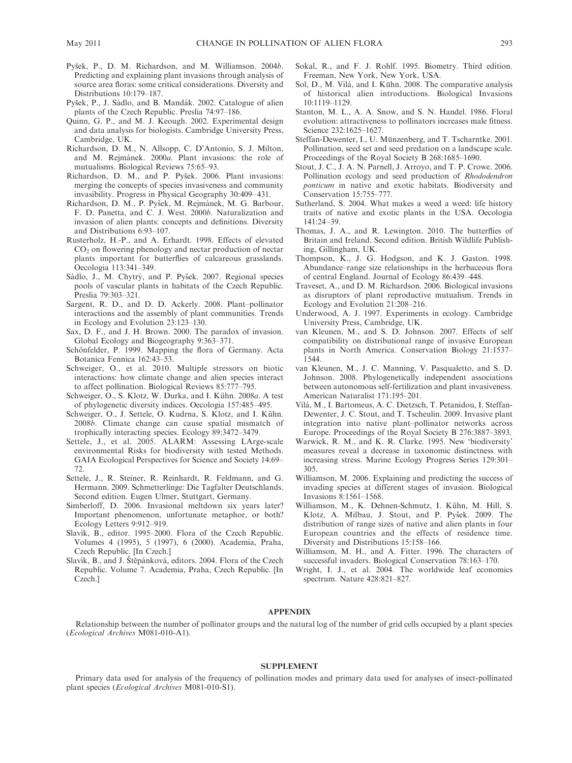Pyšek, P., D. M. Richardson, and M. Williamson. 2004b. Predicting and explaining plant invasions through analysis of source area floras: some critical considerations. Diversity and Distributions 10:179–187.

Pyšek, P., J. Sádlo, and B. Mandák. 2002. Catalogue of alien plants of the Czech Republic. Preslia 74:97–186.

Quinn, G. P., and M. J. Keough. 2002. Experimental design and data analysis for biologists. Cambridge University Press, Cambridge, UK.

Richardson, D. M., N. Allsopp, C. D'Antonio, S. J. Milton, and M. Rejmánek. 2000a. Plant invasions: the role of mutualisms. Biological Reviews 75:65–93.

Richardson, D. M., and P. Pyšek. 2006. Plant invasions: merging the concepts of species invasiveness and community invasibility. Progress in Physical Geography 30:409–431.

Richardson, D. M., P. Pyšek, M. Rejmánek, M. G. Barbour, F. D. Panetta, and C. J. West. 2000b. Naturalization and invasion of alien plants: concepts and definitions. Diversity and Distributions 6:93–107.

Rusterholz, H.-P., and A. Erhardt. 1998. Effects of elevated $CO_2$ on flowering phenology and nectar production of nectar plants important for butterflies of calcareous grasslands. Oecologia 113:341–349.

Sádlo, J., M. Chytrý, and P. Pyšek. 2007. Regional species pools of vascular plants in habitats of the Czech Republic. Preslia 79:303–321.

Sargent, R. D., and D. D. Ackerly. 2008. Plant–pollinator interactions and the assembly of plant communities. Trends in Ecology and Evolution 23:123–130.

Sax, D. F., and J. H. Brown. 2000. The paradox of invasion. Global Ecology and Biogeography 9:363–371.

Schönfelder, P. 1999. Mapping the flora of Germany. Acta Botanica Fennica 162:43–53.

Schweiger, O., et al. 2010. Multiple stressors on biotic interactions: how climate change and alien species interact to affect pollination. Biological Reviews 85:777–795.

Schweiger, O., S. Klotz, W. Durka, and I. Kühn. 2008a. A test of phylogenetic diversity indices. Oecologia 157:485–495.

Schweiger, O., J. Settele, O. Kudrna, S. Klotz, and I. Kühn. 2008b. Climate change can cause spatial mismatch of trophically interacting species. Ecology 89:3472–3479.

Settele, J., et al. 2005. ALARM: Assessing LArge-scale environmental Risks for biodiversity with tested Methods. GAIA Ecological Perspectives for Science and Society 14:69–72.

Settele, J., R. Steiner, R. Reinhardt, R. Feldmann, and G. Hermann. 2009. Schmetterlinge: Die Tagfalter Deutschlands. Second edition. Eugen Ulmer, Stuttgart, Germany.

Simberloff, D. 2006. Invasional meltdown six years later? Important phenomenon, unfortunate metaphor, or both? Ecology Letters 9:912–919.

Slavík, B., editor. 1995–2000. Flora of the Czech Republic. Volumes 4 (1995), 5 (1997), 6 (2000). Academia, Praha, Czech Republic. [In Czech.]

Slavík, B., and J. Štěpánková, editors. 2004. Flora of the Czech Republic. Volume 7. Academia, Praha, Czech Republic. [In Czech.]

Sokal, R., and F. J. Rohlf. 1995. Biometry. Third edition. Freeman, New York, New York, USA.

Sol, D., M. Vilà, and I. Kühn. 2008. The comparative analysis of historical alien introductions. Biological Invasions 10:1119–1129.

Stanton, M. L., A. A. Snow, and S. N. Handel. 1986. Floral evolution: attractiveness to pollinators increases male fitness. Science 232:1625–1627.

Steffan-Dewenter, I., U. Münzenberg, and T. Tscharntke. 2001. Pollination, seed set and seed predation on a landscape scale. Proceedings of the Royal Society B 268:1685–1690.

Stout, J. C., J. A. N. Parnell, J. Arroyo, and T. P. Crowe. 2006. Pollination ecology and seed production of *Rhododendron ponticum* in native and exotic habitats. Biodiversity and Conservation 15:755–777.

Sutherland, S. 2004. What makes a weed a weed: life history traits of native and exotic plants in the USA. Oecologia 141:24–39.

Thomas, J. A., and R. Lewington. 2010. The butterflies of Britain and Ireland. Second edition. British Wildlife Publishing, Gillingham, UK.

Thompson, K., J. G. Hodgson, and K. J. Gaston. 1998. Abundance–range size relationships in the herbaceous flora of central England. Journal of Ecology 86:439–448.

Traveset, A., and D. M. Richardson. 2006. Biological invasions as disruptors of plant reproductive mutualism. Trends in Ecology and Evolution 21:208–216.

Underwood, A. J. 1997. Experiments in ecology. Cambridge University Press, Cambridge, UK.

van Kleunen, M., and S. D. Johnson. 2007. Effects of self compatibility on distributional range of invasive European plants in North America. Conservation Biology 21:1537–1544.

van Kleunen, M., J. C. Manning, V. Pasqualetto, and S. D. Johnson. 2008. Phylogenetically independent associations between autonomous self-fertilization and plant invasiveness. American Naturalist 171:195–201.

Vilà, M., I. Bartomeus, A. C. Dietzsch, T. Petanidou, I. Steffan-Dewenter, J. C. Stout, and T. Tscheulin. 2009. Invasive plant integration into native plant–pollinator networks across Europe. Proceedings of the Royal Society B 276:3887–3893.

Warwick, R. M., and K. R. Clarke. 1995. New 'biodiversity' measures reveal a decrease in taxonomic distinctness with increasing stress. Marine Ecology Progress Series 129:301–305.

Williamson, M. 2006. Explaining and predicting the success of invading species at different stages of invasion. Biological Invasions 8:1561–1568.

Williamson, M., K. Dehnen-Schmutz, I. Kühn, M. Hill, S. Klotz, A. Milbau, J. Stout, and P. Pyšek. 2009. The distribution of range sizes of native and alien plants in four European countries and the effects of residence time. Diversity and Distributions 15:158–166.

Williamson, M. H., and A. Fitter. 1996. The characters of successful invaders. Biological Conservation 78:163–170.

Wright, I. J., et al. 2004. The worldwide leaf economics spectrum. Nature 428:821–827.

## APPENDIX

Relationship between the number of pollinator groups and the natural log of the number of grid cells occupied by a plant species (*Ecological Archives* M081-010-A1).

## SUPPLEMENT

Primary data used for analysis of the frequency of pollination modes and primary data used for analyses of insect-pollinated plant species (*Ecological Archives* M081-010-S1).